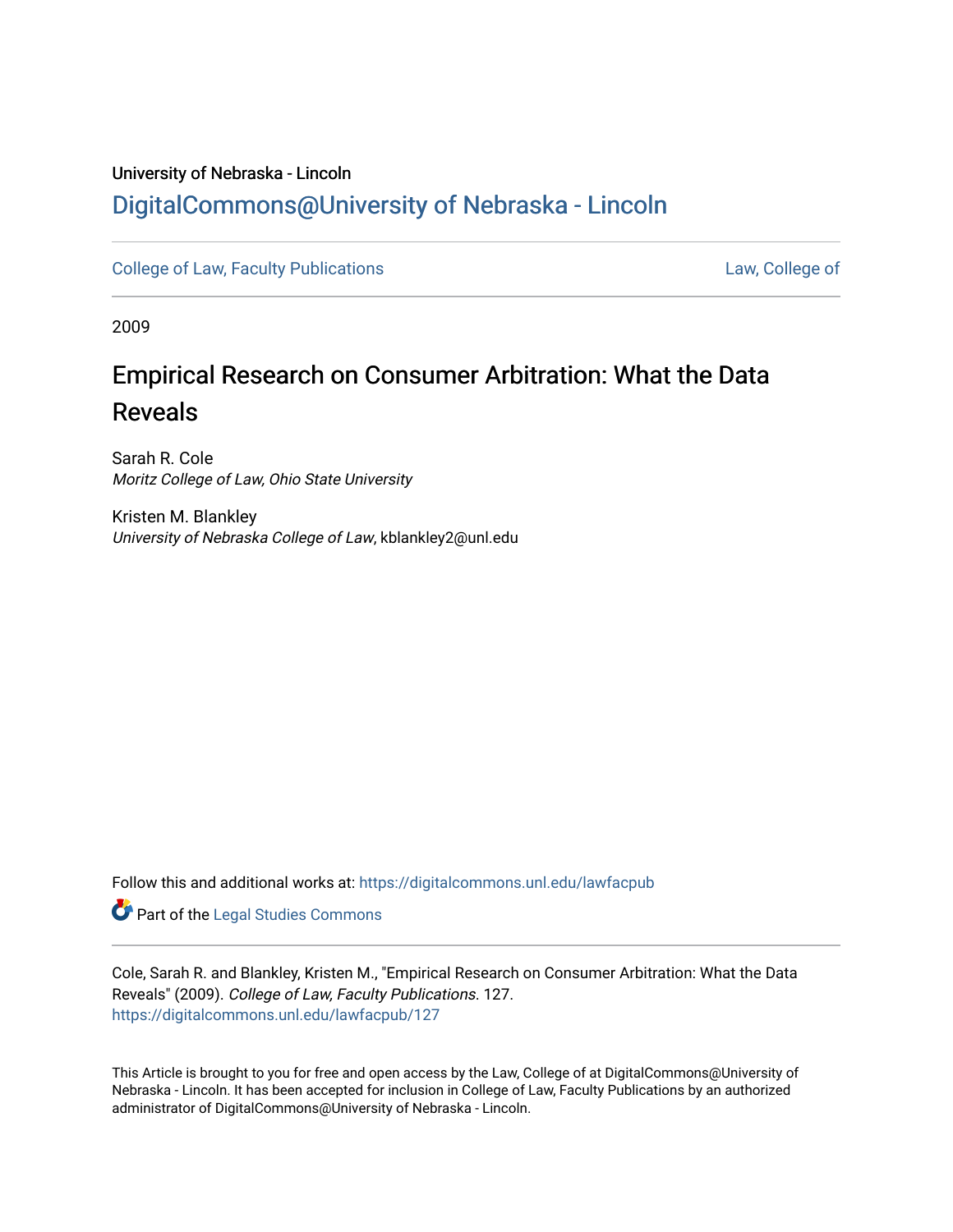University of Nebraska - Lincoln

[DigitalCommons@University of Nebraska - Lincoln](https://digitalcommons.unl.edu)

College of Law, Faculty Publications — Law, College of

2009

# Empirical Research on Consumer Arbitration: What the Data Reveals

Sarah R. Cole
*Moritz College of Law, Ohio State University*

Kristen M. Blankley
*University of Nebraska College of Law*, kblankley2@unl.edu

Follow this and additional works at: https://digitalcommons.unl.edu/lawfacpub

Part of the Legal Studies Commons

Cole, Sarah R. and Blankley, Kristen M., "Empirical Research on Consumer Arbitration: What the Data Reveals" (2009). *College of Law, Faculty Publications*. 127.
https://digitalcommons.unl.edu/lawfacpub/127

This Article is brought to you for free and open access by the Law, College of at DigitalCommons@University of Nebraska - Lincoln. It has been accepted for inclusion in College of Law, Faculty Publications by an authorized administrator of DigitalCommons@University of Nebraska - Lincoln.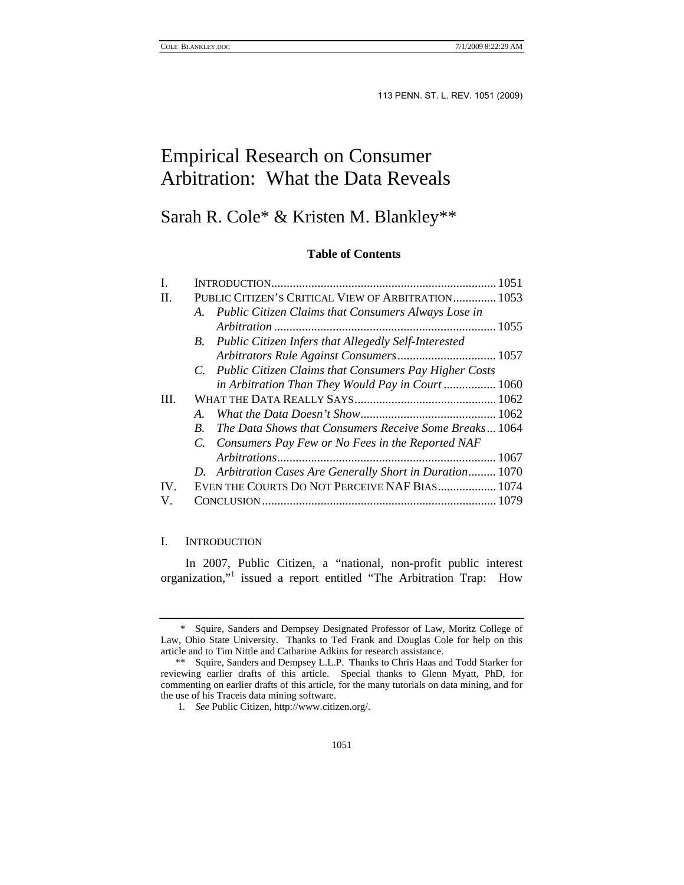# Empirical Research on Consumer Arbitration: What the Data Reveals

## Sarah R. Cole* & Kristen M. Blankley**

**Table of Contents**

| | | |
|---|---|---|
| I. | INTRODUCTION | 1051 |
| II. | PUBLIC CITIZEN'S CRITICAL VIEW OF ARBITRATION | 1053 |
| | *A. Public Citizen Claims that Consumers Always Lose in Arbitration* | 1055 |
| | *B. Public Citizen Infers that Allegedly Self-Interested Arbitrators Rule Against Consumers* | 1057 |
| | *C. Public Citizen Claims that Consumers Pay Higher Costs in Arbitration Than They Would Pay in Court* | 1060 |
| III. | WHAT THE DATA REALLY SAYS | 1062 |
| | *A. What the Data Doesn't Show* | 1062 |
| | *B. The Data Shows that Consumers Receive Some Breaks* | 1064 |
| | *C. Consumers Pay Few or No Fees in the Reported NAF Arbitrations* | 1067 |
| | *D. Arbitration Cases Are Generally Short in Duration* | 1070 |
| IV. | EVEN THE COURTS DO NOT PERCEIVE NAF BIAS | 1074 |
| V. | CONCLUSION | 1079 |

## I. INTRODUCTION

In 2007, Public Citizen, a "national, non-profit public interest organization,"[1] issued a report entitled "The Arbitration Trap: How

---

\* Squire, Sanders and Dempsey Designated Professor of Law, Moritz College of Law, Ohio State University. Thanks to Ted Frank and Douglas Cole for help on this article and to Tim Nittle and Catharine Adkins for research assistance.

\*\* Squire, Sanders and Dempsey L.L.P. Thanks to Chris Haas and Todd Starker for reviewing earlier drafts of this article. Special thanks to Glenn Myatt, PhD, for commenting on earlier drafts of this article, for the many tutorials on data mining, and for the use of his Traceis data mining software.

1. *See* Public Citizen, http://www.citizen.org/.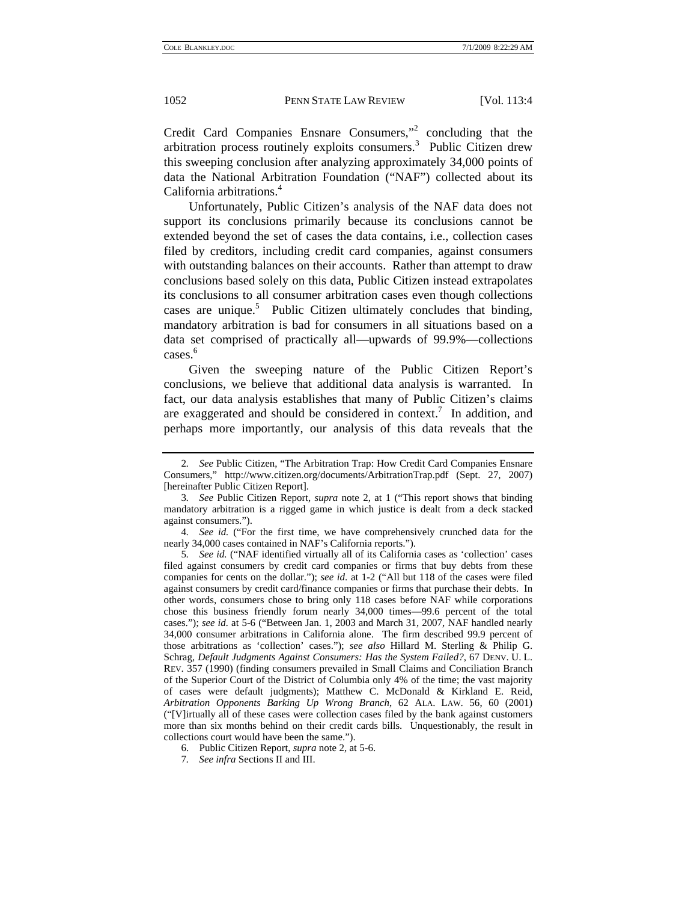Credit Card Companies Ensnare Consumers,"[2] concluding that the arbitration process routinely exploits consumers.[3] Public Citizen drew this sweeping conclusion after analyzing approximately 34,000 points of data the National Arbitration Foundation ("NAF") collected about its California arbitrations.[4]

Unfortunately, Public Citizen's analysis of the NAF data does not support its conclusions primarily because its conclusions cannot be extended beyond the set of cases the data contains, i.e., collection cases filed by creditors, including credit card companies, against consumers with outstanding balances on their accounts. Rather than attempt to draw conclusions based solely on this data, Public Citizen instead extrapolates its conclusions to all consumer arbitration cases even though collections cases are unique.[5] Public Citizen ultimately concludes that binding, mandatory arbitration is bad for consumers in all situations based on a data set comprised of practically all—upwards of 99.9%—collections cases.[6]

Given the sweeping nature of the Public Citizen Report's conclusions, we believe that additional data analysis is warranted. In fact, our data analysis establishes that many of Public Citizen's claims are exaggerated and should be considered in context.[7] In addition, and perhaps more importantly, our analysis of this data reveals that the

---

2. *See* Public Citizen, "The Arbitration Trap: How Credit Card Companies Ensnare Consumers," http://www.citizen.org/documents/ArbitrationTrap.pdf (Sept. 27, 2007) [hereinafter Public Citizen Report].

3. *See* Public Citizen Report, *supra* note 2, at 1 ("This report shows that binding mandatory arbitration is a rigged game in which justice is dealt from a deck stacked against consumers.").

4. *See id.* ("For the first time, we have comprehensively crunched data for the nearly 34,000 cases contained in NAF's California reports.").

5. *See id.* ("NAF identified virtually all of its California cases as 'collection' cases filed against consumers by credit card companies or firms that buy debts from these companies for cents on the dollar."); *see id.* at 1-2 ("All but 118 of the cases were filed against consumers by credit card/finance companies or firms that purchase their debts. In other words, consumers chose to bring only 118 cases before NAF while corporations chose this business friendly forum nearly 34,000 times—99.6 percent of the total cases."); *see id.* at 5-6 ("Between Jan. 1, 2003 and March 31, 2007, NAF handled nearly 34,000 consumer arbitrations in California alone. The firm described 99.9 percent of those arbitrations as 'collection' cases."); *see also* Hillard M. Sterling & Philip G. Schrag, *Default Judgments Against Consumers: Has the System Failed?*, 67 DENV. U. L. REV. 357 (1990) (finding consumers prevailed in Small Claims and Conciliation Branch of the Superior Court of the District of Columbia only 4% of the time; the vast majority of cases were default judgments); Matthew C. McDonald & Kirkland E. Reid, *Arbitration Opponents Barking Up Wrong Branch*, 62 ALA. LAW. 56, 60 (2001) ("[V]irtually all of these cases were collection cases filed by the bank against customers more than six months behind on their credit cards bills. Unquestionably, the result in collections court would have been the same.").

6. Public Citizen Report, *supra* note 2, at 5-6.

7. *See infra* Sections II and III.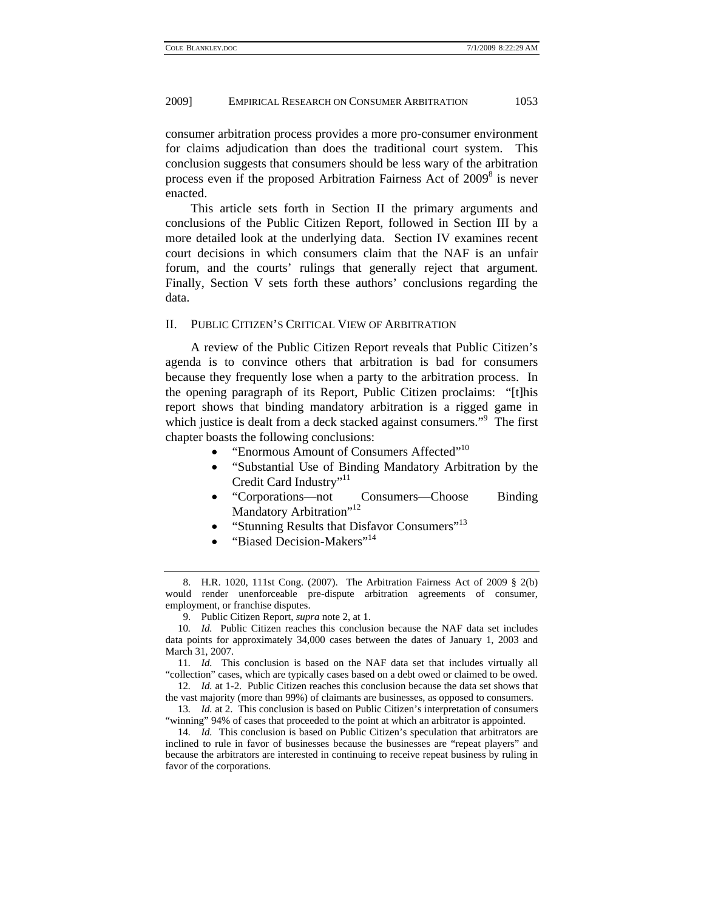consumer arbitration process provides a more pro-consumer environment for claims adjudication than does the traditional court system. This conclusion suggests that consumers should be less wary of the arbitration process even if the proposed Arbitration Fairness Act of 2009[8] is never enacted.

This article sets forth in Section II the primary arguments and conclusions of the Public Citizen Report, followed in Section III by a more detailed look at the underlying data. Section IV examines recent court decisions in which consumers claim that the NAF is an unfair forum, and the courts' rulings that generally reject that argument. Finally, Section V sets forth these authors' conclusions regarding the data.

## II. Public Citizen's Critical View of Arbitration

A review of the Public Citizen Report reveals that Public Citizen's agenda is to convince others that arbitration is bad for consumers because they frequently lose when a party to the arbitration process. In the opening paragraph of its Report, Public Citizen proclaims: "[t]his report shows that binding mandatory arbitration is a rigged game in which justice is dealt from a deck stacked against consumers."[9] The first chapter boasts the following conclusions:

- "Enormous Amount of Consumers Affected"[10]
- "Substantial Use of Binding Mandatory Arbitration by the Credit Card Industry"[11]
- "Corporations—not Consumers—Choose Binding Mandatory Arbitration"[12]
- "Stunning Results that Disfavor Consumers"[13]
- "Biased Decision-Makers"[14]

---

8. H.R. 1020, 111st Cong. (2007). The Arbitration Fairness Act of 2009 § 2(b) would render unenforceable pre-dispute arbitration agreements of consumer, employment, or franchise disputes.

9. Public Citizen Report, *supra* note 2, at 1.

10. *Id.* Public Citizen reaches this conclusion because the NAF data set includes data points for approximately 34,000 cases between the dates of January 1, 2003 and March 31, 2007.

11. *Id.* This conclusion is based on the NAF data set that includes virtually all "collection" cases, which are typically cases based on a debt owed or claimed to be owed.

12. *Id.* at 1-2. Public Citizen reaches this conclusion because the data set shows that the vast majority (more than 99%) of claimants are businesses, as opposed to consumers.

13. *Id.* at 2. This conclusion is based on Public Citizen's interpretation of consumers "winning" 94% of cases that proceeded to the point at which an arbitrator is appointed.

14. *Id.* This conclusion is based on Public Citizen's speculation that arbitrators are inclined to rule in favor of businesses because the businesses are "repeat players" and because the arbitrators are interested in continuing to receive repeat business by ruling in favor of the corporations.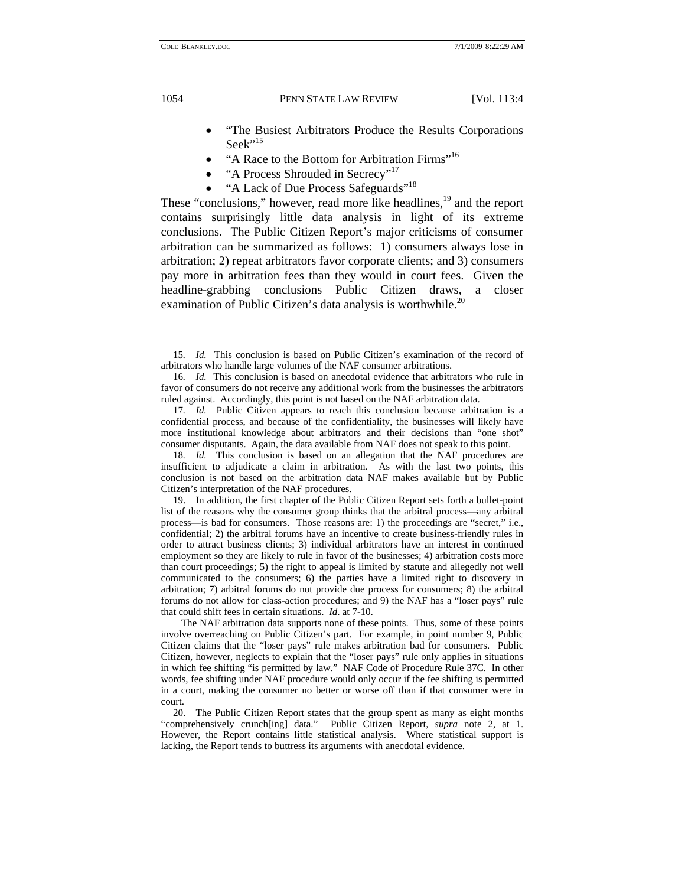- "The Busiest Arbitrators Produce the Results Corporations Seek"[15]
- "A Race to the Bottom for Arbitration Firms"[16]
- "A Process Shrouded in Secrecy"[17]
- "A Lack of Due Process Safeguards"[18]

These "conclusions," however, read more like headlines,[19] and the report contains surprisingly little data analysis in light of its extreme conclusions. The Public Citizen Report's major criticisms of consumer arbitration can be summarized as follows: 1) consumers always lose in arbitration; 2) repeat arbitrators favor corporate clients; and 3) consumers pay more in arbitration fees than they would in court fees. Given the headline-grabbing conclusions Public Citizen draws, a closer examination of Public Citizen's data analysis is worthwhile.[20]

---

15. *Id.* This conclusion is based on Public Citizen's examination of the record of arbitrators who handle large volumes of the NAF consumer arbitrations.

16. *Id.* This conclusion is based on anecdotal evidence that arbitrators who rule in favor of consumers do not receive any additional work from the businesses the arbitrators ruled against. Accordingly, this point is not based on the NAF arbitration data.

17. *Id.* Public Citizen appears to reach this conclusion because arbitration is a confidential process, and because of the confidentiality, the businesses will likely have more institutional knowledge about arbitrators and their decisions than "one shot" consumer disputants. Again, the data available from NAF does not speak to this point.

18. *Id.* This conclusion is based on an allegation that the NAF procedures are insufficient to adjudicate a claim in arbitration. As with the last two points, this conclusion is not based on the arbitration data NAF makes available but by Public Citizen's interpretation of the NAF procedures.

19. In addition, the first chapter of the Public Citizen Report sets forth a bullet-point list of the reasons why the consumer group thinks that the arbitral process—any arbitral process—is bad for consumers. Those reasons are: 1) the proceedings are "secret," i.e., confidential; 2) the arbitral forums have an incentive to create business-friendly rules in order to attract business clients; 3) individual arbitrators have an interest in continued employment so they are likely to rule in favor of the businesses; 4) arbitration costs more than court proceedings; 5) the right to appeal is limited by statute and allegedly not well communicated to the consumers; 6) the parties have a limited right to discovery in arbitration; 7) arbitral forums do not provide due process for consumers; 8) the arbitral forums do not allow for class-action procedures; and 9) the NAF has a "loser pays" rule that could shift fees in certain situations. *Id*. at 7-10.

The NAF arbitration data supports none of these points. Thus, some of these points involve overreaching on Public Citizen's part. For example, in point number 9, Public Citizen claims that the "loser pays" rule makes arbitration bad for consumers. Public Citizen, however, neglects to explain that the "loser pays" rule only applies in situations in which fee shifting "is permitted by law." NAF Code of Procedure Rule 37C. In other words, fee shifting under NAF procedure would only occur if the fee shifting is permitted in a court, making the consumer no better or worse off than if that consumer were in court.

20. The Public Citizen Report states that the group spent as many as eight months "comprehensively crunch[ing] data." Public Citizen Report, *supra* note 2, at 1. However, the Report contains little statistical analysis. Where statistical support is lacking, the Report tends to buttress its arguments with anecdotal evidence.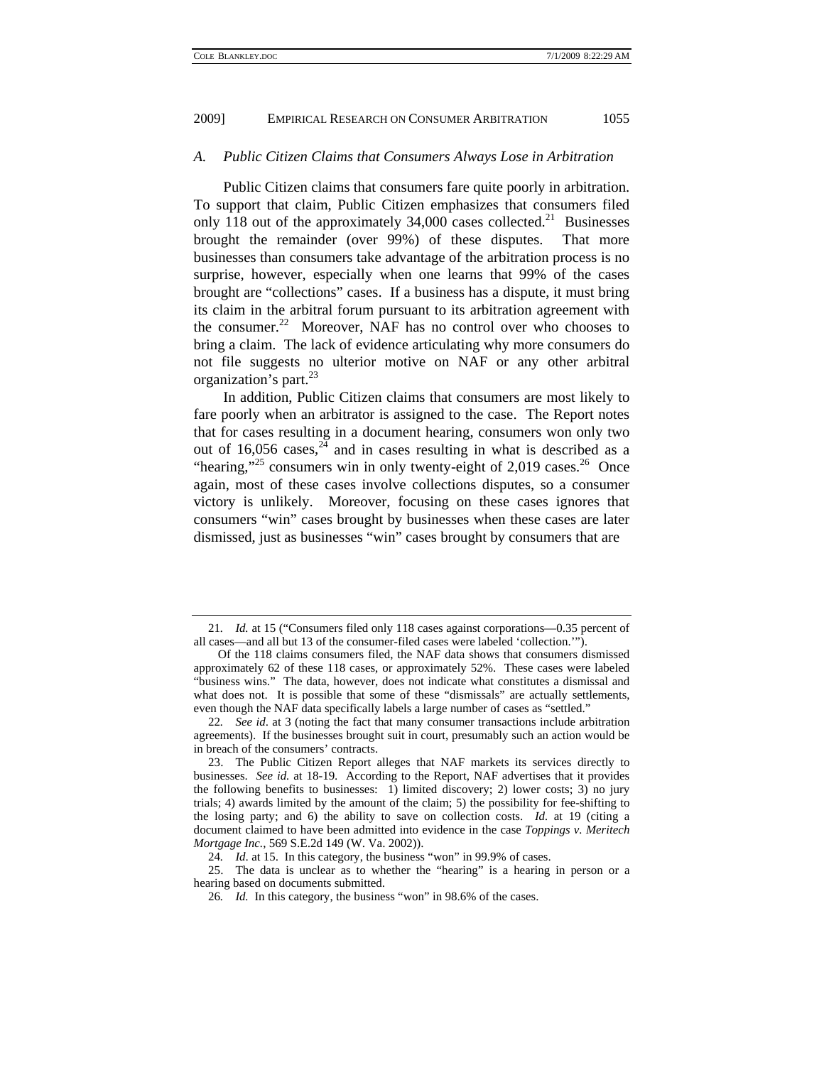### *A. Public Citizen Claims that Consumers Always Lose in Arbitration*

Public Citizen claims that consumers fare quite poorly in arbitration. To support that claim, Public Citizen emphasizes that consumers filed only 118 out of the approximately 34,000 cases collected.[21] Businesses brought the remainder (over 99%) of these disputes. That more businesses than consumers take advantage of the arbitration process is no surprise, however, especially when one learns that 99% of the cases brought are "collections" cases. If a business has a dispute, it must bring its claim in the arbitral forum pursuant to its arbitration agreement with the consumer.[22] Moreover, NAF has no control over who chooses to bring a claim. The lack of evidence articulating why more consumers do not file suggests no ulterior motive on NAF or any other arbitral organization's part.[23]

In addition, Public Citizen claims that consumers are most likely to fare poorly when an arbitrator is assigned to the case. The Report notes that for cases resulting in a document hearing, consumers won only two out of 16,056 cases,[24] and in cases resulting in what is described as a "hearing,"[25] consumers win in only twenty-eight of 2,019 cases.[26] Once again, most of these cases involve collections disputes, so a consumer victory is unlikely. Moreover, focusing on these cases ignores that consumers "win" cases brought by businesses when these cases are later dismissed, just as businesses "win" cases brought by consumers that are

---

21. *Id.* at 15 ("Consumers filed only 118 cases against corporations—0.35 percent of all cases—and all but 13 of the consumer-filed cases were labeled 'collection.'").

Of the 118 claims consumers filed, the NAF data shows that consumers dismissed approximately 62 of these 118 cases, or approximately 52%. These cases were labeled "business wins." The data, however, does not indicate what constitutes a dismissal and what does not. It is possible that some of these "dismissals" are actually settlements, even though the NAF data specifically labels a large number of cases as "settled."

22. *See id*. at 3 (noting the fact that many consumer transactions include arbitration agreements). If the businesses brought suit in court, presumably such an action would be in breach of the consumers' contracts.

23. The Public Citizen Report alleges that NAF markets its services directly to businesses. *See id.* at 18-19. According to the Report, NAF advertises that it provides the following benefits to businesses: 1) limited discovery; 2) lower costs; 3) no jury trials; 4) awards limited by the amount of the claim; 5) the possibility for fee-shifting to the losing party; and 6) the ability to save on collection costs. *Id*. at 19 (citing a document claimed to have been admitted into evidence in the case *Toppings v. Meritech Mortgage Inc.*, 569 S.E.2d 149 (W. Va. 2002)).

24. *Id*. at 15. In this category, the business "won" in 99.9% of cases.

25. The data is unclear as to whether the "hearing" is a hearing in person or a hearing based on documents submitted.

26. *Id.* In this category, the business "won" in 98.6% of the cases.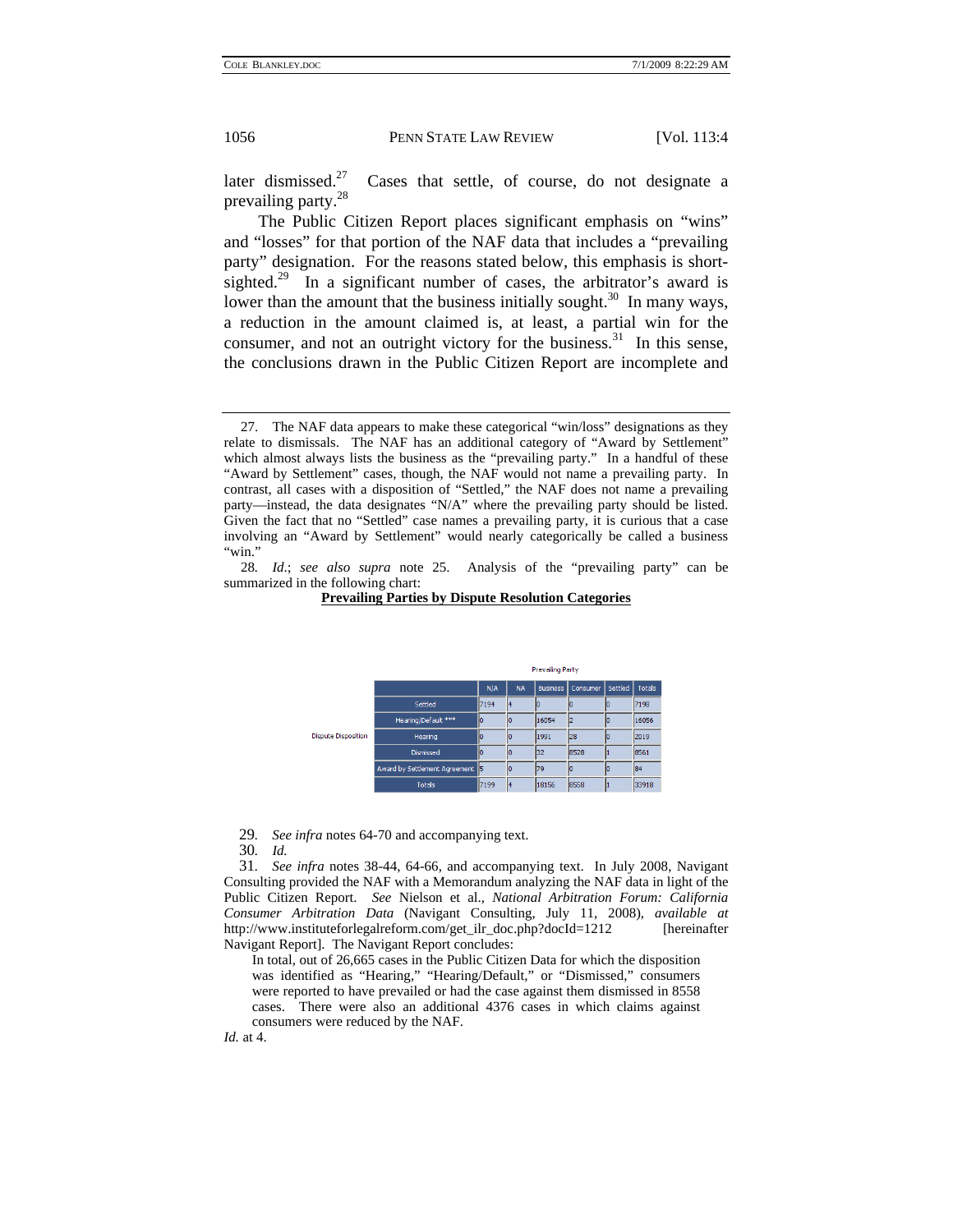later dismissed.[27] Cases that settle, of course, do not designate a prevailing party.[28]

The Public Citizen Report places significant emphasis on "wins" and "losses" for that portion of the NAF data that includes a "prevailing party" designation. For the reasons stated below, this emphasis is short-sighted.[29] In a significant number of cases, the arbitrator's award is lower than the amount that the business initially sought.[30] In many ways, a reduction in the amount claimed is, at least, a partial win for the consumer, and not an outright victory for the business.[31] In this sense, the conclusions drawn in the Public Citizen Report are incomplete and

---

27. The NAF data appears to make these categorical "win/loss" designations as they relate to dismissals. The NAF has an additional category of "Award by Settlement" which almost always lists the business as the "prevailing party." In a handful of these "Award by Settlement" cases, though, the NAF would not name a prevailing party. In contrast, all cases with a disposition of "Settled," the NAF does not name a prevailing party—instead, the data designates "N/A" where the prevailing party should be listed. Given the fact that no "Settled" case names a prevailing party, it is curious that a case involving an "Award by Settlement" would nearly categorically be called a business "win."

28. *Id.*; *see also supra* note 25. Analysis of the "prevailing party" can be summarized in the following chart:

**Prevailing Parties by Dispute Resolution Categories**

| | | Prevailing Party | | | | | |
|---|---|---|---|---|---|---|---|
| | | N/A | NA | Business | Consumer | Settled | Totals |
| Dispute Disposition | Settled | 7194 | 4 | 0 | 0 | 0 | 7198 |
| | Hearing/Default *** | 0 | 0 | 16054 | 2 | 0 | 16056 |
| | Hearing | 0 | 0 | 1991 | 28 | 0 | 2019 |
| | Dismissed | 0 | 0 | 32 | 8528 | 1 | 8561 |
| | Award by Settlement Agreement | 5 | 0 | 79 | 0 | 0 | 84 |
| | Totals | 7199 | 4 | 18156 | 8558 | 1 | 33918 |

29. *See infra* notes 64-70 and accompanying text.

30. *Id.*

31. *See infra* notes 38-44, 64-66, and accompanying text. In July 2008, Navigant Consulting provided the NAF with a Memorandum analyzing the NAF data in light of the Public Citizen Report. *See* Nielson et al., *National Arbitration Forum: California Consumer Arbitration Data* (Navigant Consulting, July 11, 2008), *available at* http://www.instituteforlegalreform.com/get_ilr_doc.php?docId=1212 [hereinafter Navigant Report]. The Navigant Report concludes:

> In total, out of 26,665 cases in the Public Citizen Data for which the disposition was identified as "Hearing," "Hearing/Default," or "Dismissed," consumers were reported to have prevailed or had the case against them dismissed in 8558 cases. There were also an additional 4376 cases in which claims against consumers were reduced by the NAF.

*Id.* at 4.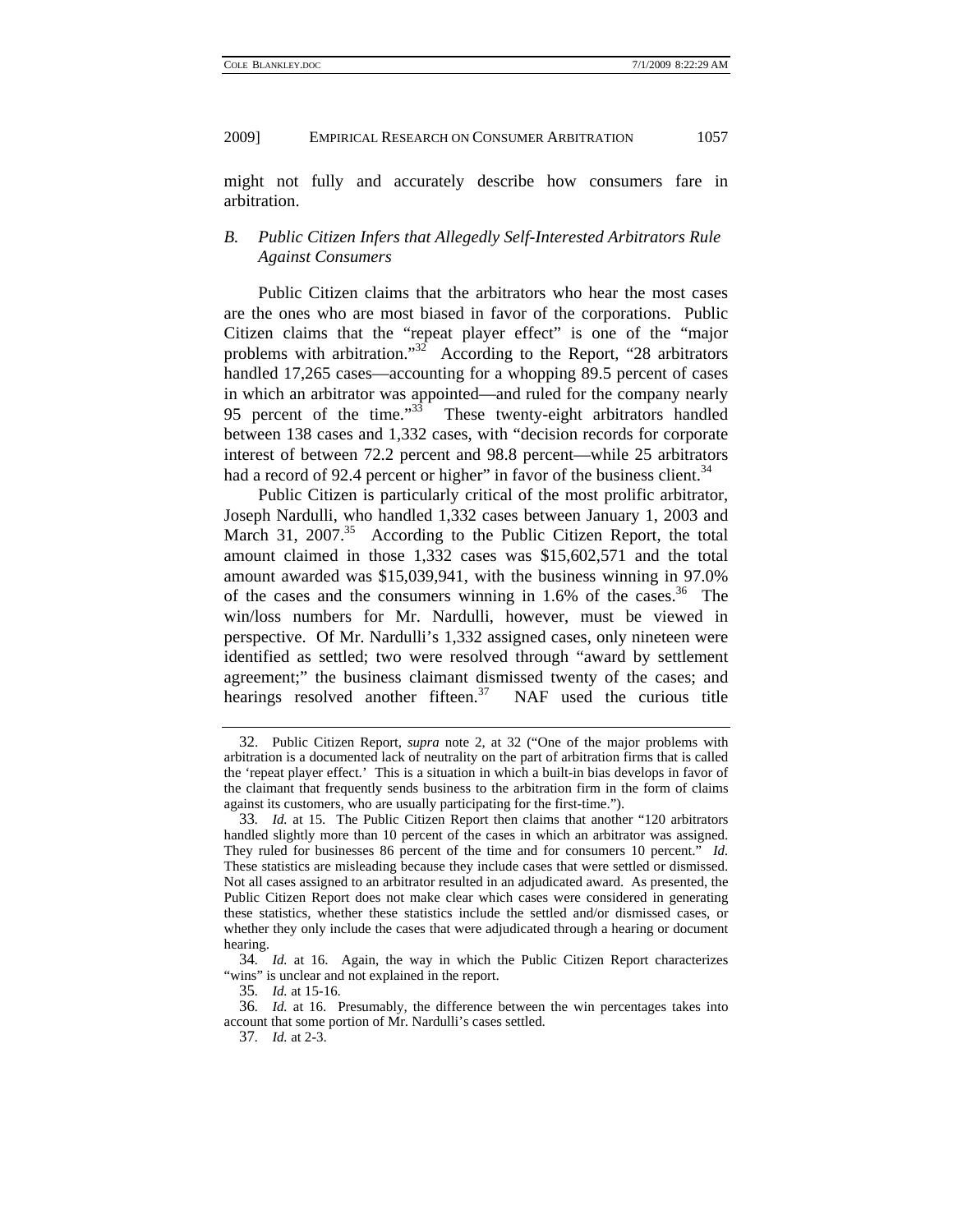might not fully and accurately describe how consumers fare in arbitration.

### *B. Public Citizen Infers that Allegedly Self-Interested Arbitrators Rule Against Consumers*

Public Citizen claims that the arbitrators who hear the most cases are the ones who are most biased in favor of the corporations. Public Citizen claims that the "repeat player effect" is one of the "major problems with arbitration."[32] According to the Report, "28 arbitrators handled 17,265 cases—accounting for a whopping 89.5 percent of cases in which an arbitrator was appointed—and ruled for the company nearly 95 percent of the time."[33] These twenty-eight arbitrators handled between 138 cases and 1,332 cases, with "decision records for corporate interest of between 72.2 percent and 98.8 percent—while 25 arbitrators had a record of 92.4 percent or higher" in favor of the business client.[34]

Public Citizen is particularly critical of the most prolific arbitrator, Joseph Nardulli, who handled 1,332 cases between January 1, 2003 and March 31, 2007.[35] According to the Public Citizen Report, the total amount claimed in those 1,332 cases was $15,602,571 and the total amount awarded was $15,039,941, with the business winning in 97.0% of the cases and the consumers winning in 1.6% of the cases.[36] The win/loss numbers for Mr. Nardulli, however, must be viewed in perspective. Of Mr. Nardulli's 1,332 assigned cases, only nineteen were identified as settled; two were resolved through "award by settlement agreement;" the business claimant dismissed twenty of the cases; and hearings resolved another fifteen.[37] NAF used the curious title

---

32. Public Citizen Report, *supra* note 2, at 32 ("One of the major problems with arbitration is a documented lack of neutrality on the part of arbitration firms that is called the 'repeat player effect.' This is a situation in which a built-in bias develops in favor of the claimant that frequently sends business to the arbitration firm in the form of claims against its customers, who are usually participating for the first-time.").

33. *Id.* at 15. The Public Citizen Report then claims that another "120 arbitrators handled slightly more than 10 percent of the cases in which an arbitrator was assigned. They ruled for businesses 86 percent of the time and for consumers 10 percent." *Id.* These statistics are misleading because they include cases that were settled or dismissed. Not all cases assigned to an arbitrator resulted in an adjudicated award. As presented, the Public Citizen Report does not make clear which cases were considered in generating these statistics, whether these statistics include the settled and/or dismissed cases, or whether they only include the cases that were adjudicated through a hearing or document hearing.

34. *Id.* at 16. Again, the way in which the Public Citizen Report characterizes "wins" is unclear and not explained in the report.

35. *Id.* at 15-16.

36. *Id.* at 16. Presumably, the difference between the win percentages takes into account that some portion of Mr. Nardulli's cases settled.

37. *Id.* at 2-3.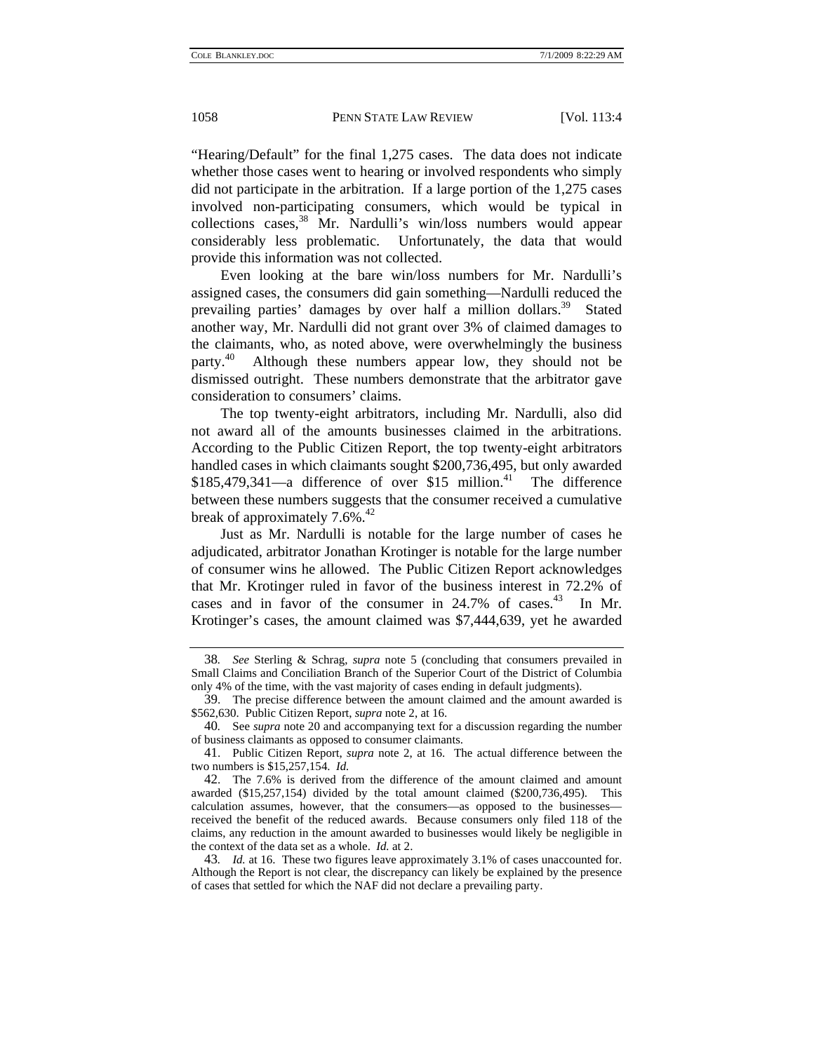"Hearing/Default" for the final 1,275 cases. The data does not indicate whether those cases went to hearing or involved respondents who simply did not participate in the arbitration. If a large portion of the 1,275 cases involved non-participating consumers, which would be typical in collections cases,[38] Mr. Nardulli's win/loss numbers would appear considerably less problematic. Unfortunately, the data that would provide this information was not collected.

Even looking at the bare win/loss numbers for Mr. Nardulli's assigned cases, the consumers did gain something—Nardulli reduced the prevailing parties' damages by over half a million dollars.[39] Stated another way, Mr. Nardulli did not grant over 3% of claimed damages to the claimants, who, as noted above, were overwhelmingly the business party.[40] Although these numbers appear low, they should not be dismissed outright. These numbers demonstrate that the arbitrator gave consideration to consumers' claims.

The top twenty-eight arbitrators, including Mr. Nardulli, also did not award all of the amounts businesses claimed in the arbitrations. According to the Public Citizen Report, the top twenty-eight arbitrators handled cases in which claimants sought \$200,736,495, but only awarded \$185,479,341—a difference of over \$15 million.[41] The difference between these numbers suggests that the consumer received a cumulative break of approximately 7.6%.[42]

Just as Mr. Nardulli is notable for the large number of cases he adjudicated, arbitrator Jonathan Krotinger is notable for the large number of consumer wins he allowed. The Public Citizen Report acknowledges that Mr. Krotinger ruled in favor of the business interest in 72.2% of cases and in favor of the consumer in 24.7% of cases.[43] In Mr. Krotinger's cases, the amount claimed was \$7,444,639, yet he awarded

---

38. *See* Sterling & Schrag, *supra* note 5 (concluding that consumers prevailed in Small Claims and Conciliation Branch of the Superior Court of the District of Columbia only 4% of the time, with the vast majority of cases ending in default judgments).

39. The precise difference between the amount claimed and the amount awarded is \$562,630. Public Citizen Report, *supra* note 2, at 16.

40. See *supra* note 20 and accompanying text for a discussion regarding the number of business claimants as opposed to consumer claimants.

41. Public Citizen Report, *supra* note 2, at 16. The actual difference between the two numbers is \$15,257,154. *Id.*

42. The 7.6% is derived from the difference of the amount claimed and amount awarded (\$15,257,154) divided by the total amount claimed (\$200,736,495). This calculation assumes, however, that the consumers—as opposed to the businesses—received the benefit of the reduced awards. Because consumers only filed 118 of the claims, any reduction in the amount awarded to businesses would likely be negligible in the context of the data set as a whole. *Id.* at 2.

43. *Id.* at 16. These two figures leave approximately 3.1% of cases unaccounted for. Although the Report is not clear, the discrepancy can likely be explained by the presence of cases that settled for which the NAF did not declare a prevailing party.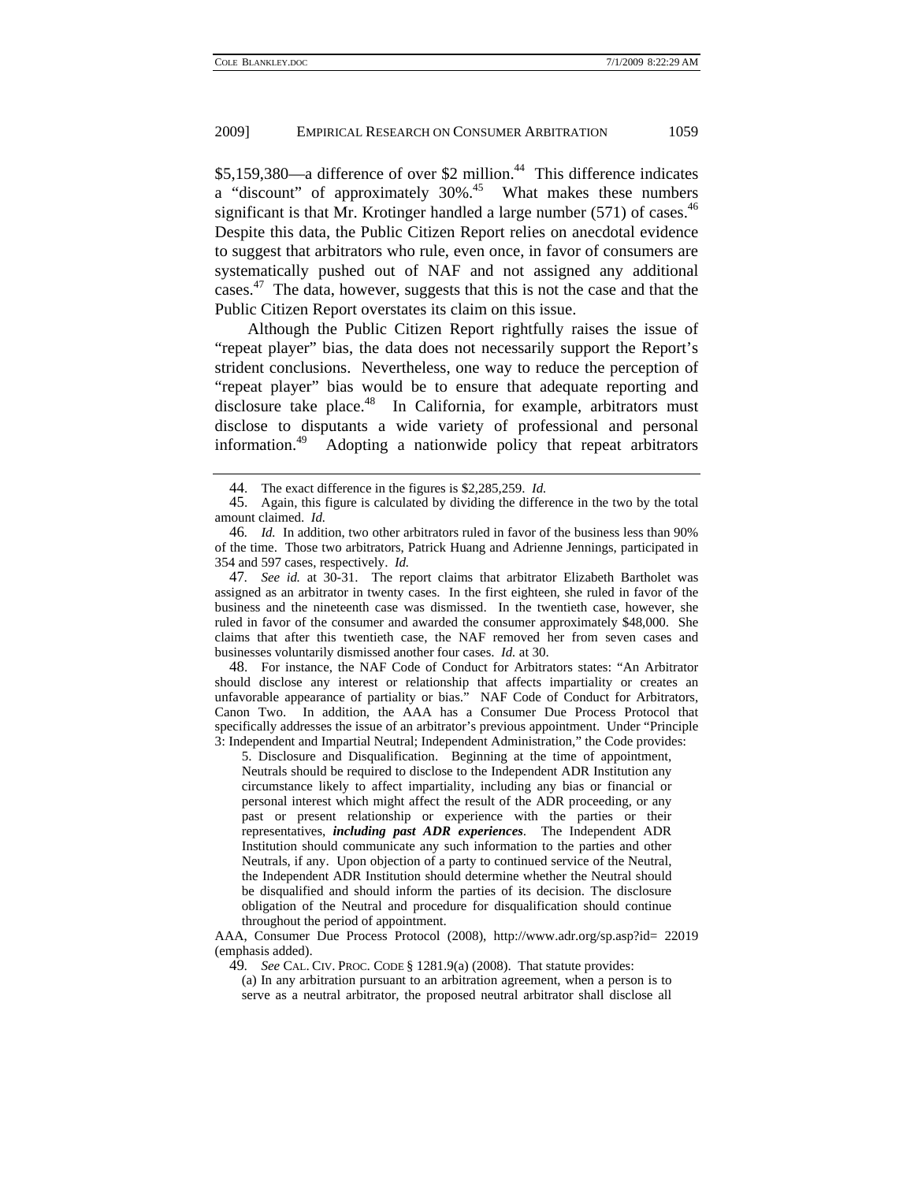$5,159,380—a difference of over $2 million.[44] This difference indicates a "discount" of approximately 30%.[45] What makes these numbers significant is that Mr. Krotinger handled a large number (571) of cases.[46] Despite this data, the Public Citizen Report relies on anecdotal evidence to suggest that arbitrators who rule, even once, in favor of consumers are systematically pushed out of NAF and not assigned any additional cases.[47] The data, however, suggests that this is not the case and that the Public Citizen Report overstates its claim on this issue.

Although the Public Citizen Report rightfully raises the issue of "repeat player" bias, the data does not necessarily support the Report's strident conclusions. Nevertheless, one way to reduce the perception of "repeat player" bias would be to ensure that adequate reporting and disclosure take place.[48] In California, for example, arbitrators must disclose to disputants a wide variety of professional and personal information.[49] Adopting a nationwide policy that repeat arbitrators

---

44. The exact difference in the figures is $2,285,259. *Id.*

45. Again, this figure is calculated by dividing the difference in the two by the total amount claimed. *Id.*

46. *Id.* In addition, two other arbitrators ruled in favor of the business less than 90% of the time. Those two arbitrators, Patrick Huang and Adrienne Jennings, participated in 354 and 597 cases, respectively. *Id.*

47. *See id.* at 30-31. The report claims that arbitrator Elizabeth Bartholet was assigned as an arbitrator in twenty cases. In the first eighteen, she ruled in favor of the business and the nineteenth case was dismissed. In the twentieth case, however, she ruled in favor of the consumer and awarded the consumer approximately $48,000. She claims that after this twentieth case, the NAF removed her from seven cases and businesses voluntarily dismissed another four cases. *Id.* at 30.

48. For instance, the NAF Code of Conduct for Arbitrators states: "An Arbitrator should disclose any interest or relationship that affects impartiality or creates an unfavorable appearance of partiality or bias." NAF Code of Conduct for Arbitrators, Canon Two. In addition, the AAA has a Consumer Due Process Protocol that specifically addresses the issue of an arbitrator's previous appointment. Under "Principle 3: Independent and Impartial Neutral; Independent Administration," the Code provides:

> 5. Disclosure and Disqualification. Beginning at the time of appointment, Neutrals should be required to disclose to the Independent ADR Institution any circumstance likely to affect impartiality, including any bias or financial or personal interest which might affect the result of the ADR proceeding, or any past or present relationship or experience with the parties or their representatives, ***including past ADR experiences***. The Independent ADR Institution should communicate any such information to the parties and other Neutrals, if any. Upon objection of a party to continued service of the Neutral, the Independent ADR Institution should determine whether the Neutral should be disqualified and should inform the parties of its decision. The disclosure obligation of the Neutral and procedure for disqualification should continue throughout the period of appointment.

AAA, Consumer Due Process Protocol (2008), http://www.adr.org/sp.asp?id= 22019 (emphasis added).

49. *See* CAL. CIV. PROC. CODE § 1281.9(a) (2008). That statute provides:

> (a) In any arbitration pursuant to an arbitration agreement, when a person is to serve as a neutral arbitrator, the proposed neutral arbitrator shall disclose all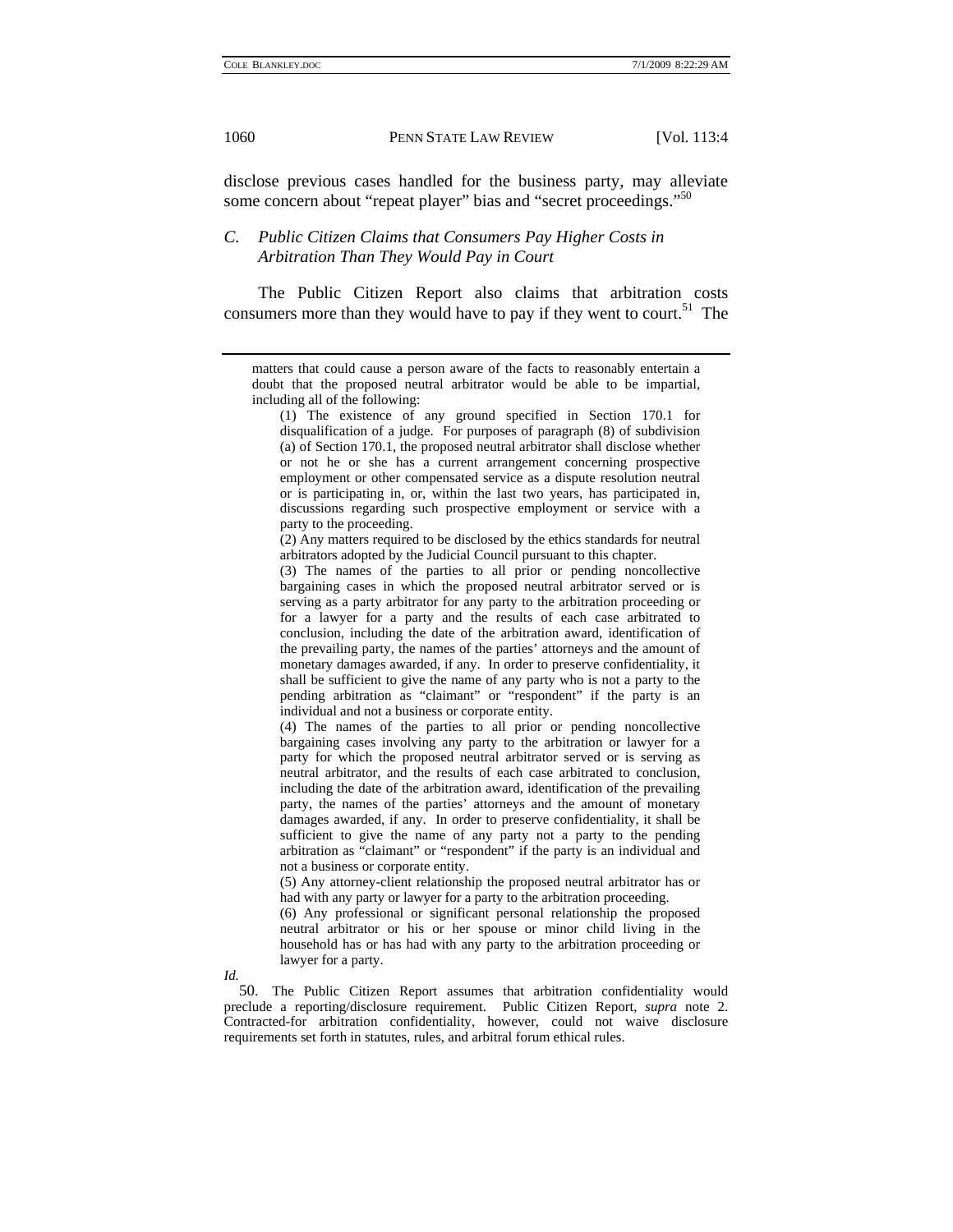disclose previous cases handled for the business party, may alleviate some concern about "repeat player" bias and "secret proceedings."[50]

### *C. Public Citizen Claims that Consumers Pay Higher Costs in Arbitration Than They Would Pay in Court*

The Public Citizen Report also claims that arbitration costs consumers more than they would have to pay if they went to court.[51] The

---

> matters that could cause a person aware of the facts to reasonably entertain a doubt that the proposed neutral arbitrator would be able to be impartial, including all of the following:
>
> > (1) The existence of any ground specified in Section 170.1 for disqualification of a judge. For purposes of paragraph (8) of subdivision (a) of Section 170.1, the proposed neutral arbitrator shall disclose whether or not he or she has a current arrangement concerning prospective employment or other compensated service as a dispute resolution neutral or is participating in, or, within the last two years, has participated in, discussions regarding such prospective employment or service with a party to the proceeding.
> >
> > (2) Any matters required to be disclosed by the ethics standards for neutral arbitrators adopted by the Judicial Council pursuant to this chapter.
> >
> > (3) The names of the parties to all prior or pending noncollective bargaining cases in which the proposed neutral arbitrator served or is serving as a party arbitrator for any party to the arbitration proceeding or for a lawyer for a party and the results of each case arbitrated to conclusion, including the date of the arbitration award, identification of the prevailing party, the names of the parties' attorneys and the amount of monetary damages awarded, if any. In order to preserve confidentiality, it shall be sufficient to give the name of any party who is not a party to the pending arbitration as "claimant" or "respondent" if the party is an individual and not a business or corporate entity.
> >
> > (4) The names of the parties to all prior or pending noncollective bargaining cases involving any party to the arbitration or lawyer for a party for which the proposed neutral arbitrator served or is serving as neutral arbitrator, and the results of each case arbitrated to conclusion, including the date of the arbitration award, identification of the prevailing party, the names of the parties' attorneys and the amount of monetary damages awarded, if any. In order to preserve confidentiality, it shall be sufficient to give the name of any party not a party to the pending arbitration as "claimant" or "respondent" if the party is an individual and not a business or corporate entity.
> >
> > (5) Any attorney-client relationship the proposed neutral arbitrator has or had with any party or lawyer for a party to the arbitration proceeding.
> >
> > (6) Any professional or significant personal relationship the proposed neutral arbitrator or his or her spouse or minor child living in the household has or has had with any party to the arbitration proceeding or lawyer for a party.

*Id.*

50. The Public Citizen Report assumes that arbitration confidentiality would preclude a reporting/disclosure requirement. Public Citizen Report, *supra* note 2. Contracted-for arbitration confidentiality, however, could not waive disclosure requirements set forth in statutes, rules, and arbitral forum ethical rules.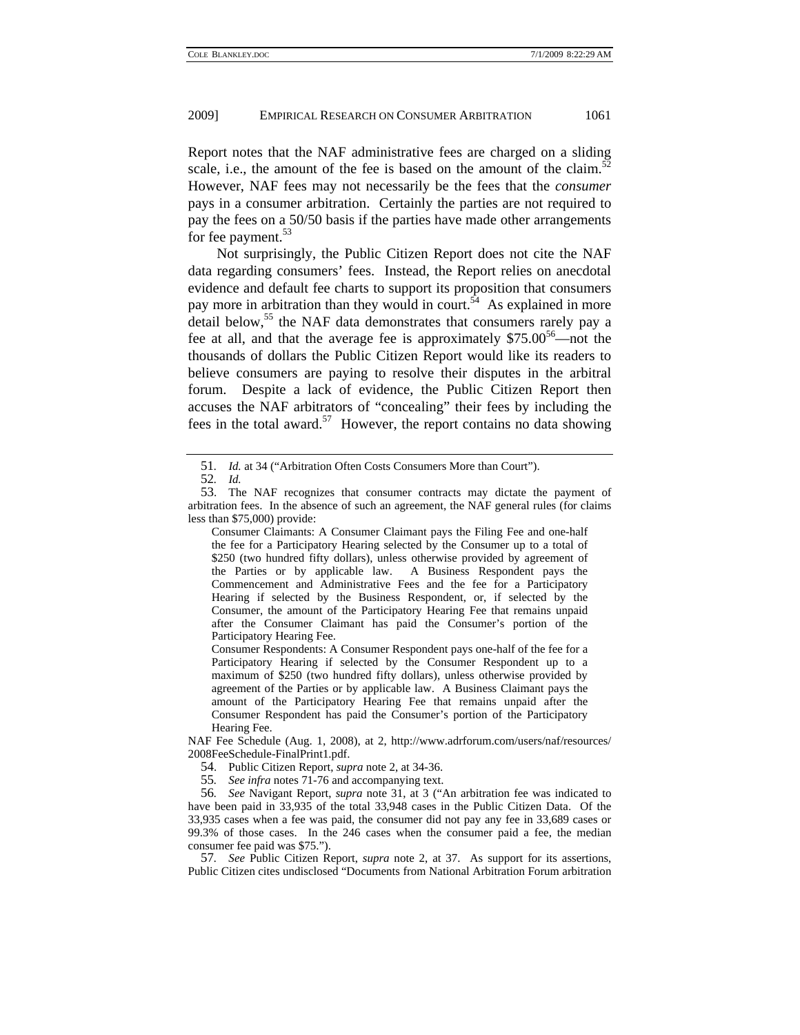Report notes that the NAF administrative fees are charged on a sliding scale, i.e., the amount of the fee is based on the amount of the claim.[52] However, NAF fees may not necessarily be the fees that the *consumer* pays in a consumer arbitration. Certainly the parties are not required to pay the fees on a 50/50 basis if the parties have made other arrangements for fee payment.[53]

Not surprisingly, the Public Citizen Report does not cite the NAF data regarding consumers' fees. Instead, the Report relies on anecdotal evidence and default fee charts to support its proposition that consumers pay more in arbitration than they would in court.[54] As explained in more detail below,[55] the NAF data demonstrates that consumers rarely pay a fee at all, and that the average fee is approximately $75.00[56]—not the thousands of dollars the Public Citizen Report would like its readers to believe consumers are paying to resolve their disputes in the arbitral forum. Despite a lack of evidence, the Public Citizen Report then accuses the NAF arbitrators of "concealing" their fees by including the fees in the total award.[57] However, the report contains no data showing

---

51. *Id.* at 34 ("Arbitration Often Costs Consumers More than Court").

52. *Id.*

53. The NAF recognizes that consumer contracts may dictate the payment of arbitration fees. In the absence of such an agreement, the NAF general rules (for claims less than $75,000) provide:

> Consumer Claimants: A Consumer Claimant pays the Filing Fee and one-half the fee for a Participatory Hearing selected by the Consumer up to a total of $250 (two hundred fifty dollars), unless otherwise provided by agreement of the Parties or by applicable law. A Business Respondent pays the Commencement and Administrative Fees and the fee for a Participatory Hearing if selected by the Business Respondent, or, if selected by the Consumer, the amount of the Participatory Hearing Fee that remains unpaid after the Consumer Claimant has paid the Consumer's portion of the Participatory Hearing Fee.
>
> Consumer Respondents: A Consumer Respondent pays one-half of the fee for a Participatory Hearing if selected by the Consumer Respondent up to a maximum of $250 (two hundred fifty dollars), unless otherwise provided by agreement of the Parties or by applicable law. A Business Claimant pays the amount of the Participatory Hearing Fee that remains unpaid after the Consumer Respondent has paid the Consumer's portion of the Participatory Hearing Fee.

NAF Fee Schedule (Aug. 1, 2008), at 2, http://www.adrforum.com/users/naf/resources/2008FeeSchedule-FinalPrint1.pdf.

54. Public Citizen Report, *supra* note 2, at 34-36.

55. *See infra* notes 71-76 and accompanying text.

56. *See* Navigant Report, *supra* note 31, at 3 ("An arbitration fee was indicated to have been paid in 33,935 of the total 33,948 cases in the Public Citizen Data. Of the 33,935 cases when a fee was paid, the consumer did not pay any fee in 33,689 cases or 99.3% of those cases. In the 246 cases when the consumer paid a fee, the median consumer fee paid was $75.").

57. *See* Public Citizen Report, *supra* note 2, at 37. As support for its assertions, Public Citizen cites undisclosed "Documents from National Arbitration Forum arbitration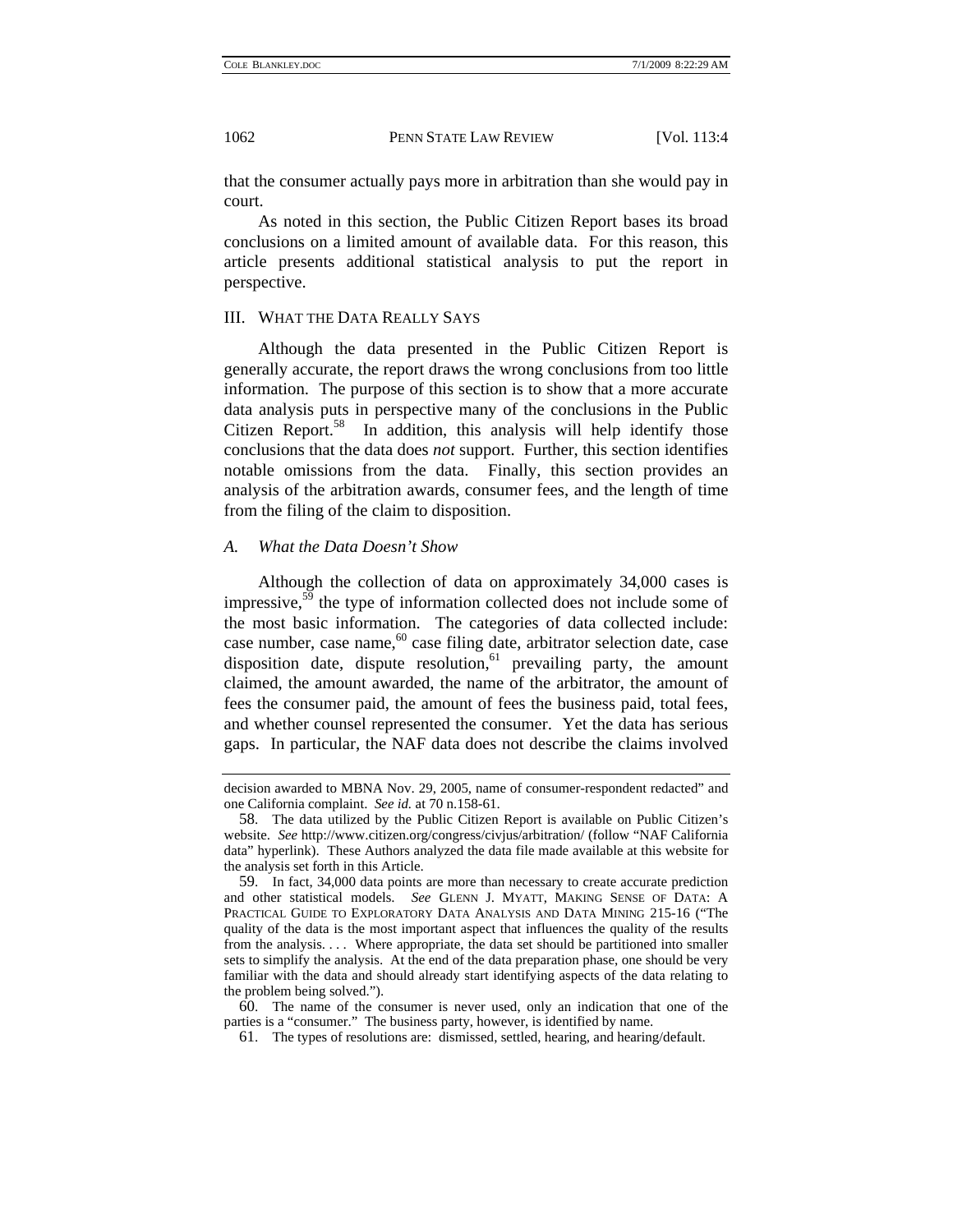that the consumer actually pays more in arbitration than she would pay in court.

As noted in this section, the Public Citizen Report bases its broad conclusions on a limited amount of available data. For this reason, this article presents additional statistical analysis to put the report in perspective.

## III. What the Data Really Says

Although the data presented in the Public Citizen Report is generally accurate, the report draws the wrong conclusions from too little information. The purpose of this section is to show that a more accurate data analysis puts in perspective many of the conclusions in the Public Citizen Report.[58] In addition, this analysis will help identify those conclusions that the data does *not* support. Further, this section identifies notable omissions from the data. Finally, this section provides an analysis of the arbitration awards, consumer fees, and the length of time from the filing of the claim to disposition.

### *A. What the Data Doesn't Show*

Although the collection of data on approximately 34,000 cases is impressive,[59] the type of information collected does not include some of the most basic information. The categories of data collected include: case number, case name,[60] case filing date, arbitrator selection date, case disposition date, dispute resolution,[61] prevailing party, the amount claimed, the amount awarded, the name of the arbitrator, the amount of fees the consumer paid, the amount of fees the business paid, total fees, and whether counsel represented the consumer. Yet the data has serious gaps. In particular, the NAF data does not describe the claims involved

---

decision awarded to MBNA Nov. 29, 2005, name of consumer-respondent redacted" and one California complaint. *See id.* at 70 n.158-61.

58. The data utilized by the Public Citizen Report is available on Public Citizen's website. *See* http://www.citizen.org/congress/civjus/arbitration/ (follow "NAF California data" hyperlink). These Authors analyzed the data file made available at this website for the analysis set forth in this Article.

59. In fact, 34,000 data points are more than necessary to create accurate prediction and other statistical models. *See* GLENN J. MYATT, MAKING SENSE OF DATA: A PRACTICAL GUIDE TO EXPLORATORY DATA ANALYSIS AND DATA MINING 215-16 ("The quality of the data is the most important aspect that influences the quality of the results from the analysis. . . . Where appropriate, the data set should be partitioned into smaller sets to simplify the analysis. At the end of the data preparation phase, one should be very familiar with the data and should already start identifying aspects of the data relating to the problem being solved.").

60. The name of the consumer is never used, only an indication that one of the parties is a "consumer." The business party, however, is identified by name.

61. The types of resolutions are: dismissed, settled, hearing, and hearing/default.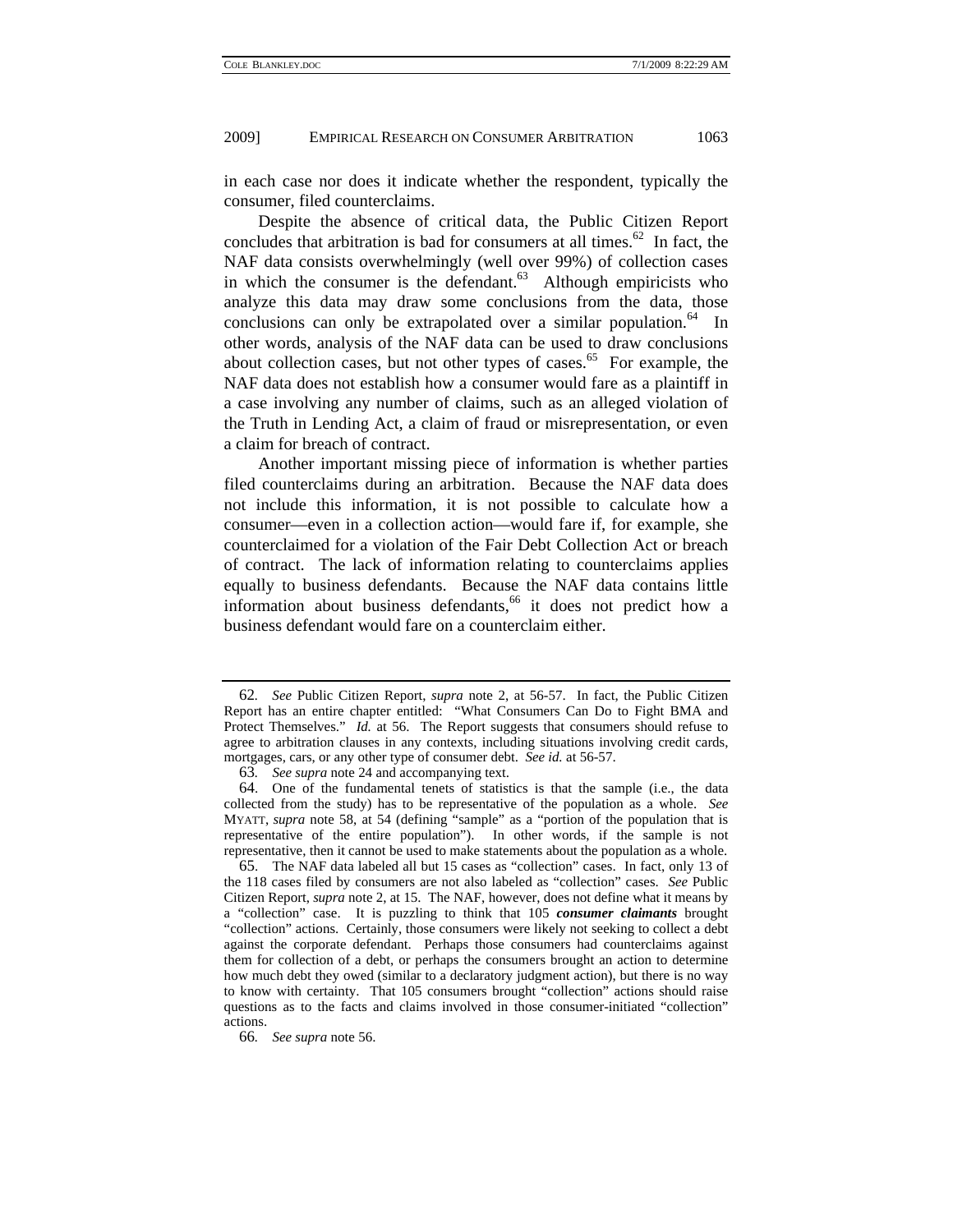in each case nor does it indicate whether the respondent, typically the consumer, filed counterclaims.

Despite the absence of critical data, the Public Citizen Report concludes that arbitration is bad for consumers at all times.[62] In fact, the NAF data consists overwhelmingly (well over 99%) of collection cases in which the consumer is the defendant.[63] Although empiricists who analyze this data may draw some conclusions from the data, those conclusions can only be extrapolated over a similar population.[64] In other words, analysis of the NAF data can be used to draw conclusions about collection cases, but not other types of cases.[65] For example, the NAF data does not establish how a consumer would fare as a plaintiff in a case involving any number of claims, such as an alleged violation of the Truth in Lending Act, a claim of fraud or misrepresentation, or even a claim for breach of contract.

Another important missing piece of information is whether parties filed counterclaims during an arbitration. Because the NAF data does not include this information, it is not possible to calculate how a consumer—even in a collection action—would fare if, for example, she counterclaimed for a violation of the Fair Debt Collection Act or breach of contract. The lack of information relating to counterclaims applies equally to business defendants. Because the NAF data contains little information about business defendants,[66] it does not predict how a business defendant would fare on a counterclaim either.

---

62. *See* Public Citizen Report, *supra* note 2, at 56-57. In fact, the Public Citizen Report has an entire chapter entitled: "What Consumers Can Do to Fight BMA and Protect Themselves." *Id.* at 56. The Report suggests that consumers should refuse to agree to arbitration clauses in any contexts, including situations involving credit cards, mortgages, cars, or any other type of consumer debt. *See id.* at 56-57.

63. *See supra* note 24 and accompanying text.

64. One of the fundamental tenets of statistics is that the sample (i.e., the data collected from the study) has to be representative of the population as a whole. *See* MYATT, *supra* note 58, at 54 (defining "sample" as a "portion of the population that is representative of the entire population"). In other words, if the sample is not representative, then it cannot be used to make statements about the population as a whole.

65. The NAF data labeled all but 15 cases as "collection" cases. In fact, only 13 of the 118 cases filed by consumers are not also labeled as "collection" cases. *See* Public Citizen Report, *supra* note 2, at 15. The NAF, however, does not define what it means by a "collection" case. It is puzzling to think that 105 ***consumer claimants*** brought "collection" actions. Certainly, those consumers were likely not seeking to collect a debt against the corporate defendant. Perhaps those consumers had counterclaims against them for collection of a debt, or perhaps the consumers brought an action to determine how much debt they owed (similar to a declaratory judgment action), but there is no way to know with certainty. That 105 consumers brought "collection" actions should raise questions as to the facts and claims involved in those consumer-initiated "collection" actions.

66. *See supra* note 56.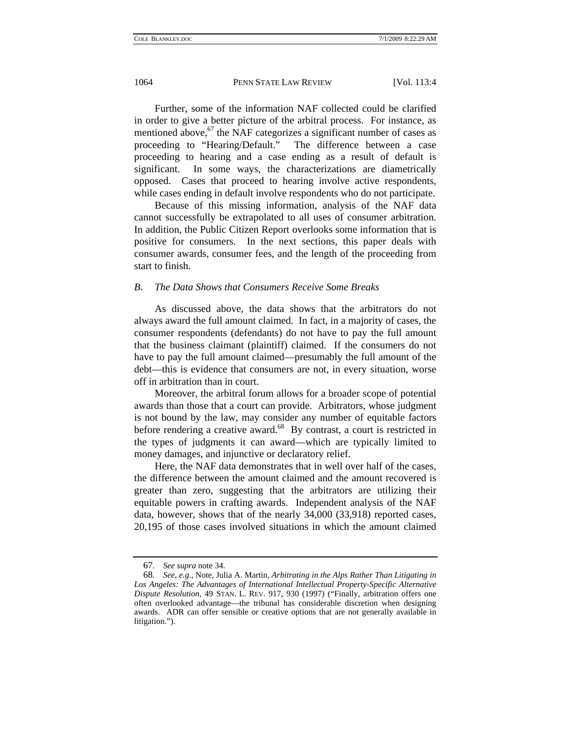Further, some of the information NAF collected could be clarified in order to give a better picture of the arbitral process. For instance, as mentioned above,[67] the NAF categorizes a significant number of cases as proceeding to "Hearing/Default." The difference between a case proceeding to hearing and a case ending as a result of default is significant. In some ways, the characterizations are diametrically opposed. Cases that proceed to hearing involve active respondents, while cases ending in default involve respondents who do not participate.

Because of this missing information, analysis of the NAF data cannot successfully be extrapolated to all uses of consumer arbitration. In addition, the Public Citizen Report overlooks some information that is positive for consumers. In the next sections, this paper deals with consumer awards, consumer fees, and the length of the proceeding from start to finish.

### *B. The Data Shows that Consumers Receive Some Breaks*

As discussed above, the data shows that the arbitrators do not always award the full amount claimed. In fact, in a majority of cases, the consumer respondents (defendants) do not have to pay the full amount that the business claimant (plaintiff) claimed. If the consumers do not have to pay the full amount claimed—presumably the full amount of the debt—this is evidence that consumers are not, in every situation, worse off in arbitration than in court.

Moreover, the arbitral forum allows for a broader scope of potential awards than those that a court can provide. Arbitrators, whose judgment is not bound by the law, may consider any number of equitable factors before rendering a creative award.[68] By contrast, a court is restricted in the types of judgments it can award—which are typically limited to money damages, and injunctive or declaratory relief.

Here, the NAF data demonstrates that in well over half of the cases, the difference between the amount claimed and the amount recovered is greater than zero, suggesting that the arbitrators are utilizing their equitable powers in crafting awards. Independent analysis of the NAF data, however, shows that of the nearly 34,000 (33,918) reported cases, 20,195 of those cases involved situations in which the amount claimed

---

67. *See supra* note 34.

68. *See, e.g.*, Note, Julia A. Martin, *Arbitrating in the Alps Rather Than Litigating in Los Angeles: The Advantages of International Intellectual Property-Specific Alternative Dispute Resolution*, 49 STAN. L. REV. 917, 930 (1997) ("Finally, arbitration offers one often overlooked advantage—the tribunal has considerable discretion when designing awards. ADR can offer sensible or creative options that are not generally available in litigation.").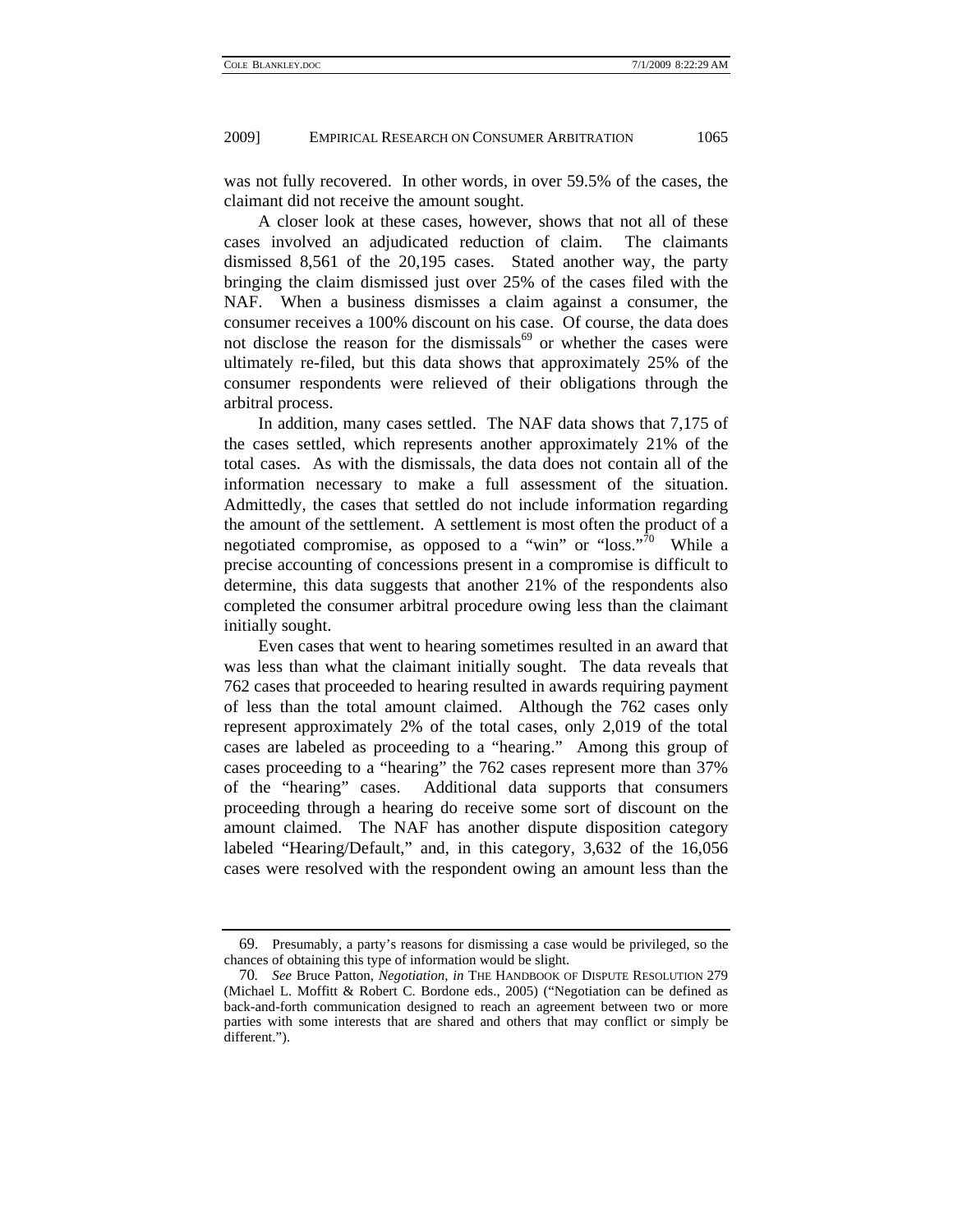was not fully recovered. In other words, in over 59.5% of the cases, the claimant did not receive the amount sought.

A closer look at these cases, however, shows that not all of these cases involved an adjudicated reduction of claim. The claimants dismissed 8,561 of the 20,195 cases. Stated another way, the party bringing the claim dismissed just over 25% of the cases filed with the NAF. When a business dismisses a claim against a consumer, the consumer receives a 100% discount on his case. Of course, the data does not disclose the reason for the dismissals[69] or whether the cases were ultimately re-filed, but this data shows that approximately 25% of the consumer respondents were relieved of their obligations through the arbitral process.

In addition, many cases settled. The NAF data shows that 7,175 of the cases settled, which represents another approximately 21% of the total cases. As with the dismissals, the data does not contain all of the information necessary to make a full assessment of the situation. Admittedly, the cases that settled do not include information regarding the amount of the settlement. A settlement is most often the product of a negotiated compromise, as opposed to a "win" or "loss."[70] While a precise accounting of concessions present in a compromise is difficult to determine, this data suggests that another 21% of the respondents also completed the consumer arbitral procedure owing less than the claimant initially sought.

Even cases that went to hearing sometimes resulted in an award that was less than what the claimant initially sought. The data reveals that 762 cases that proceeded to hearing resulted in awards requiring payment of less than the total amount claimed. Although the 762 cases only represent approximately 2% of the total cases, only 2,019 of the total cases are labeled as proceeding to a "hearing." Among this group of cases proceeding to a "hearing" the 762 cases represent more than 37% of the "hearing" cases. Additional data supports that consumers proceeding through a hearing do receive some sort of discount on the amount claimed. The NAF has another dispute disposition category labeled "Hearing/Default," and, in this category, 3,632 of the 16,056 cases were resolved with the respondent owing an amount less than the

---

69. Presumably, a party's reasons for dismissing a case would be privileged, so the chances of obtaining this type of information would be slight.

70. *See* Bruce Patton, *Negotiation*, *in* THE HANDBOOK OF DISPUTE RESOLUTION 279 (Michael L. Moffitt & Robert C. Bordone eds., 2005) ("Negotiation can be defined as back-and-forth communication designed to reach an agreement between two or more parties with some interests that are shared and others that may conflict or simply be different.").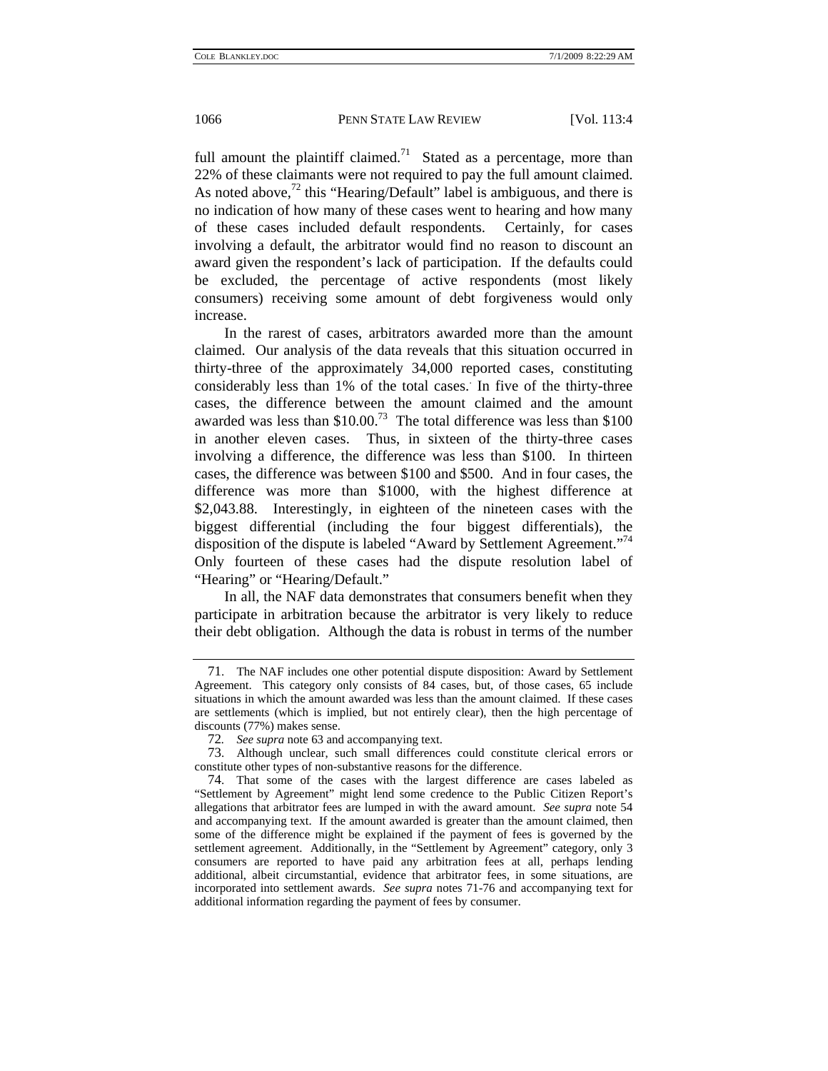full amount the plaintiff claimed.[71] Stated as a percentage, more than 22% of these claimants were not required to pay the full amount claimed. As noted above,[72] this "Hearing/Default" label is ambiguous, and there is no indication of how many of these cases went to hearing and how many of these cases included default respondents. Certainly, for cases involving a default, the arbitrator would find no reason to discount an award given the respondent's lack of participation. If the defaults could be excluded, the percentage of active respondents (most likely consumers) receiving some amount of debt forgiveness would only increase.

In the rarest of cases, arbitrators awarded more than the amount claimed. Our analysis of the data reveals that this situation occurred in thirty-three of the approximately 34,000 reported cases, constituting considerably less than 1% of the total cases. In five of the thirty-three cases, the difference between the amount claimed and the amount awarded was less than $10.00.[73] The total difference was less than $100 in another eleven cases. Thus, in sixteen of the thirty-three cases involving a difference, the difference was less than $100. In thirteen cases, the difference was between $100 and $500. And in four cases, the difference was more than $1000, with the highest difference at $2,043.88. Interestingly, in eighteen of the nineteen cases with the biggest differential (including the four biggest differentials), the disposition of the dispute is labeled "Award by Settlement Agreement."[74] Only fourteen of these cases had the dispute resolution label of "Hearing" or "Hearing/Default."

In all, the NAF data demonstrates that consumers benefit when they participate in arbitration because the arbitrator is very likely to reduce their debt obligation. Although the data is robust in terms of the number

---

71. The NAF includes one other potential dispute disposition: Award by Settlement Agreement. This category only consists of 84 cases, but, of those cases, 65 include situations in which the amount awarded was less than the amount claimed. If these cases are settlements (which is implied, but not entirely clear), then the high percentage of discounts (77%) makes sense.

72. *See supra* note 63 and accompanying text.

73. Although unclear, such small differences could constitute clerical errors or constitute other types of non-substantive reasons for the difference.

74. That some of the cases with the largest difference are cases labeled as "Settlement by Agreement" might lend some credence to the Public Citizen Report's allegations that arbitrator fees are lumped in with the award amount. *See supra* note 54 and accompanying text. If the amount awarded is greater than the amount claimed, then some of the difference might be explained if the payment of fees is governed by the settlement agreement. Additionally, in the "Settlement by Agreement" category, only 3 consumers are reported to have paid any arbitration fees at all, perhaps lending additional, albeit circumstantial, evidence that arbitrator fees, in some situations, are incorporated into settlement awards. *See supra* notes 71-76 and accompanying text for additional information regarding the payment of fees by consumer.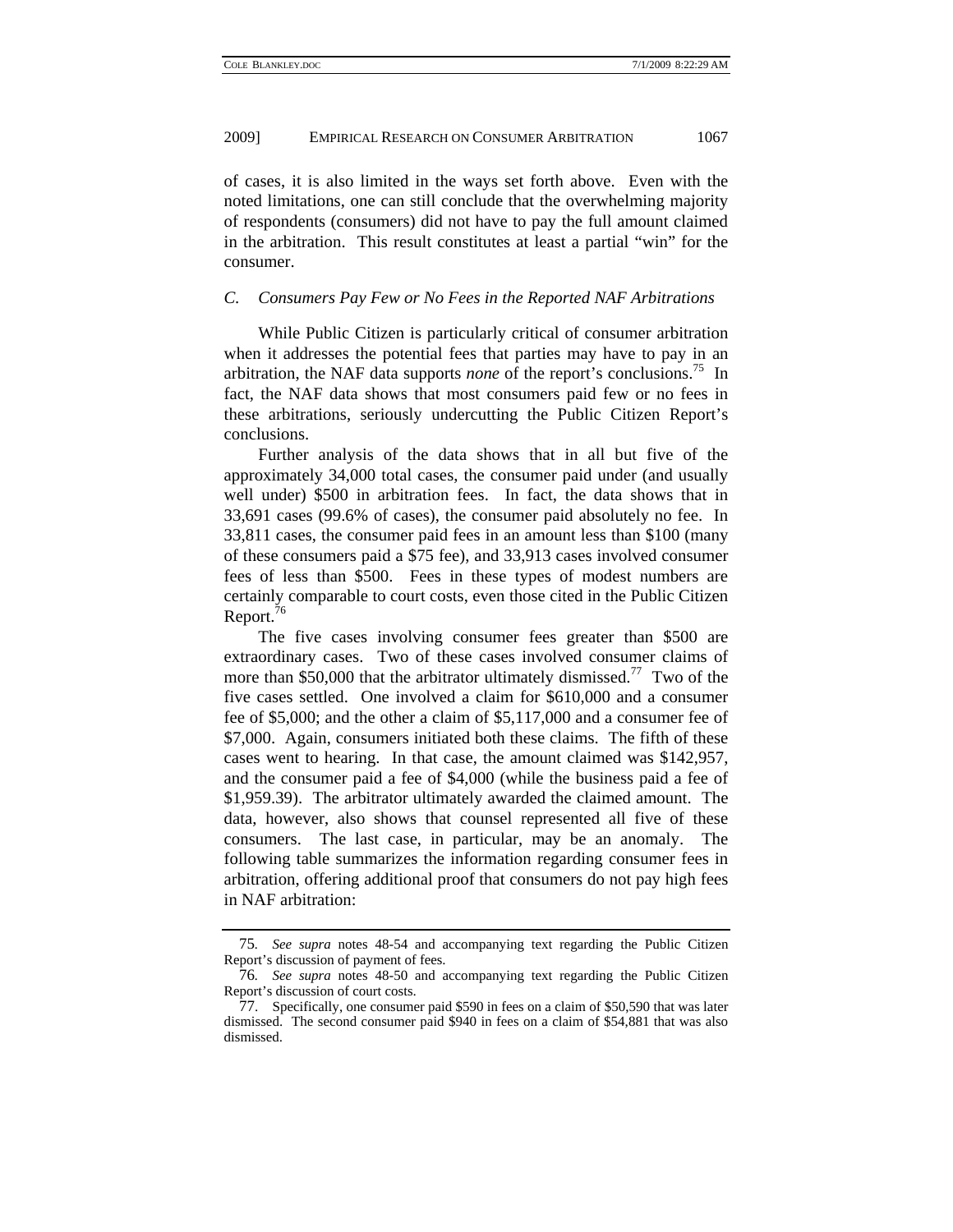of cases, it is also limited in the ways set forth above. Even with the noted limitations, one can still conclude that the overwhelming majority of respondents (consumers) did not have to pay the full amount claimed in the arbitration. This result constitutes at least a partial "win" for the consumer.

### *C. Consumers Pay Few or No Fees in the Reported NAF Arbitrations*

While Public Citizen is particularly critical of consumer arbitration when it addresses the potential fees that parties may have to pay in an arbitration, the NAF data supports *none* of the report's conclusions.[75] In fact, the NAF data shows that most consumers paid few or no fees in these arbitrations, seriously undercutting the Public Citizen Report's conclusions.

Further analysis of the data shows that in all but five of the approximately 34,000 total cases, the consumer paid under (and usually well under) $500 in arbitration fees. In fact, the data shows that in 33,691 cases (99.6% of cases), the consumer paid absolutely no fee. In 33,811 cases, the consumer paid fees in an amount less than $100 (many of these consumers paid a $75 fee), and 33,913 cases involved consumer fees of less than $500. Fees in these types of modest numbers are certainly comparable to court costs, even those cited in the Public Citizen Report.[76]

The five cases involving consumer fees greater than $500 are extraordinary cases. Two of these cases involved consumer claims of more than $50,000 that the arbitrator ultimately dismissed.[77] Two of the five cases settled. One involved a claim for $610,000 and a consumer fee of $5,000; and the other a claim of $5,117,000 and a consumer fee of $7,000. Again, consumers initiated both these claims. The fifth of these cases went to hearing. In that case, the amount claimed was $142,957, and the consumer paid a fee of $4,000 (while the business paid a fee of $1,959.39). The arbitrator ultimately awarded the claimed amount. The data, however, also shows that counsel represented all five of these consumers. The last case, in particular, may be an anomaly. The following table summarizes the information regarding consumer fees in arbitration, offering additional proof that consumers do not pay high fees in NAF arbitration:

---

75. *See supra* notes 48-54 and accompanying text regarding the Public Citizen Report's discussion of payment of fees.

76. *See supra* notes 48-50 and accompanying text regarding the Public Citizen Report's discussion of court costs.

77. Specifically, one consumer paid $590 in fees on a claim of $50,590 that was later dismissed. The second consumer paid $940 in fees on a claim of $54,881 that was also dismissed.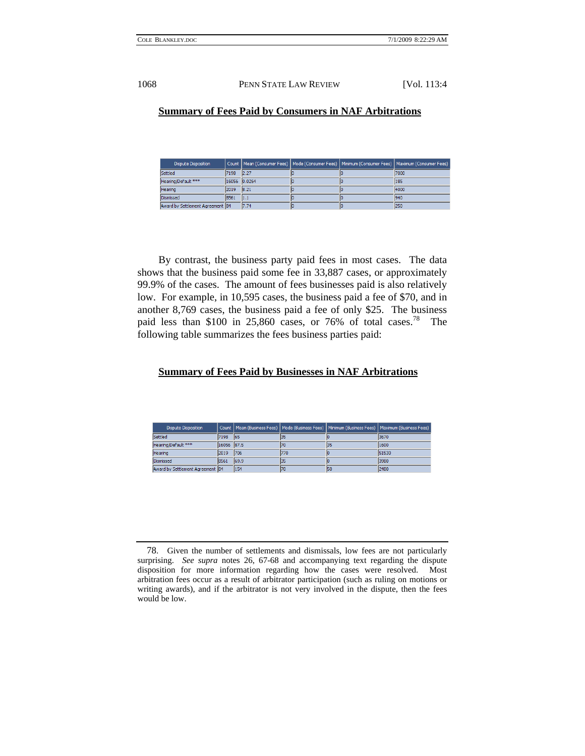**Summary of Fees Paid by Consumers in NAF Arbitrations**

| Dispute Disposition | Count | Mean (Consumer Fees) | Mode (Consumer Fees) | Minimum (Consumer Fees) | Maximum (Consumer Fees) |
|---|---|---|---|---|---|
| Settled | 7198 | 2.27 | 0 | 0 | 7000 |
| Hearing/Default *** | 16056 | 0.0264 | 0 | 0 | 185 |
| Hearing | 2019 | 8.21 | 0 | 0 | 4000 |
| Dismissed | 8561 | 1.1 | 0 | 0 | 940 |
| Award by Settlement Agreement | 84 | 7.74 | 0 | 0 | 250 |

By contrast, the business party paid fees in most cases. The data shows that the business paid some fee in 33,887 cases, or approximately 99.9% of the cases. The amount of fees businesses paid is also relatively low. For example, in 10,595 cases, the business paid a fee of $70, and in another 8,769 cases, the business paid a fee of only $25. The business paid less than $100 in 25,860 cases, or 76% of total cases.[78] The following table summarizes the fees business parties paid:

**Summary of Fees Paid by Businesses in NAF Arbitrations**

| Dispute Disposition | Count | Mean (Business Fees) | Mode (Business Fees) | Minimum (Business Fees) | Maximum (Business Fees) |
|---|---|---|---|---|---|
| Settled | 7198 | 65 | 35 | 0 | 3570 |
| Hearing/Default *** | 16056 | 87.5 | 70 | 35 | 1600 |
| Hearing | 2019 | 706 | 770 | 0 | 51530 |
| Dismissed | 8561 | 69.9 | 35 | 0 | 3980 |
| Award by Settlement Agreement | 84 | 154 | 70 | 50 | 2480 |

78. Given the number of settlements and dismissals, low fees are not particularly surprising. *See supra* notes 26, 67-68 and accompanying text regarding the dispute disposition for more information regarding how the cases were resolved. Most arbitration fees occur as a result of arbitrator participation (such as ruling on motions or writing awards), and if the arbitrator is not very involved in the dispute, then the fees would be low.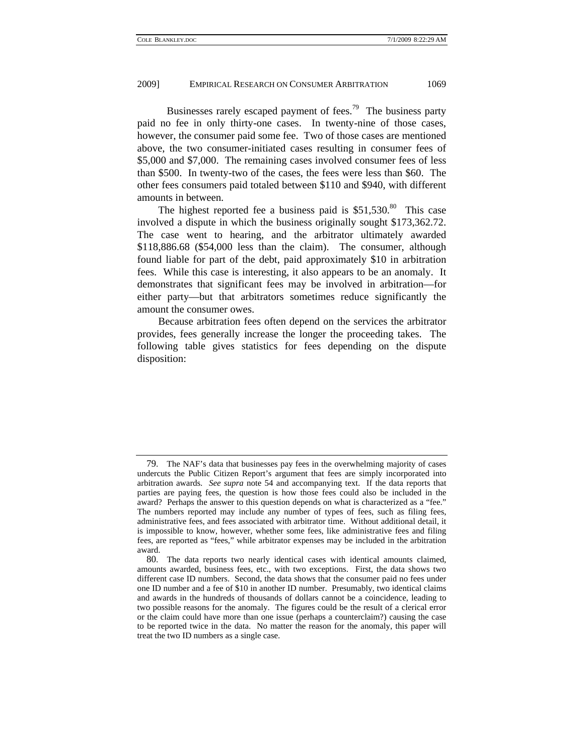Businesses rarely escaped payment of fees.[79] The business party paid no fee in only thirty-one cases. In twenty-nine of those cases, however, the consumer paid some fee. Two of those cases are mentioned above, the two consumer-initiated cases resulting in consumer fees of \$5,000 and \$7,000. The remaining cases involved consumer fees of less than \$500. In twenty-two of the cases, the fees were less than \$60. The other fees consumers paid totaled between \$110 and \$940, with different amounts in between.

The highest reported fee a business paid is \$51,530.[80] This case involved a dispute in which the business originally sought \$173,362.72. The case went to hearing, and the arbitrator ultimately awarded \$118,886.68 (\$54,000 less than the claim). The consumer, although found liable for part of the debt, paid approximately \$10 in arbitration fees. While this case is interesting, it also appears to be an anomaly. It demonstrates that significant fees may be involved in arbitration—for either party—but that arbitrators sometimes reduce significantly the amount the consumer owes.

Because arbitration fees often depend on the services the arbitrator provides, fees generally increase the longer the proceeding takes. The following table gives statistics for fees depending on the dispute disposition:

---

79. The NAF's data that businesses pay fees in the overwhelming majority of cases undercuts the Public Citizen Report's argument that fees are simply incorporated into arbitration awards. *See supra* note 54 and accompanying text. If the data reports that parties are paying fees, the question is how those fees could also be included in the award? Perhaps the answer to this question depends on what is characterized as a "fee." The numbers reported may include any number of types of fees, such as filing fees, administrative fees, and fees associated with arbitrator time. Without additional detail, it is impossible to know, however, whether some fees, like administrative fees and filing fees, are reported as "fees," while arbitrator expenses may be included in the arbitration award.

80. The data reports two nearly identical cases with identical amounts claimed, amounts awarded, business fees, etc., with two exceptions. First, the data shows two different case ID numbers. Second, the data shows that the consumer paid no fees under one ID number and a fee of \$10 in another ID number. Presumably, two identical claims and awards in the hundreds of thousands of dollars cannot be a coincidence, leading to two possible reasons for the anomaly. The figures could be the result of a clerical error or the claim could have more than one issue (perhaps a counterclaim?) causing the case to be reported twice in the data. No matter the reason for the anomaly, this paper will treat the two ID numbers as a single case.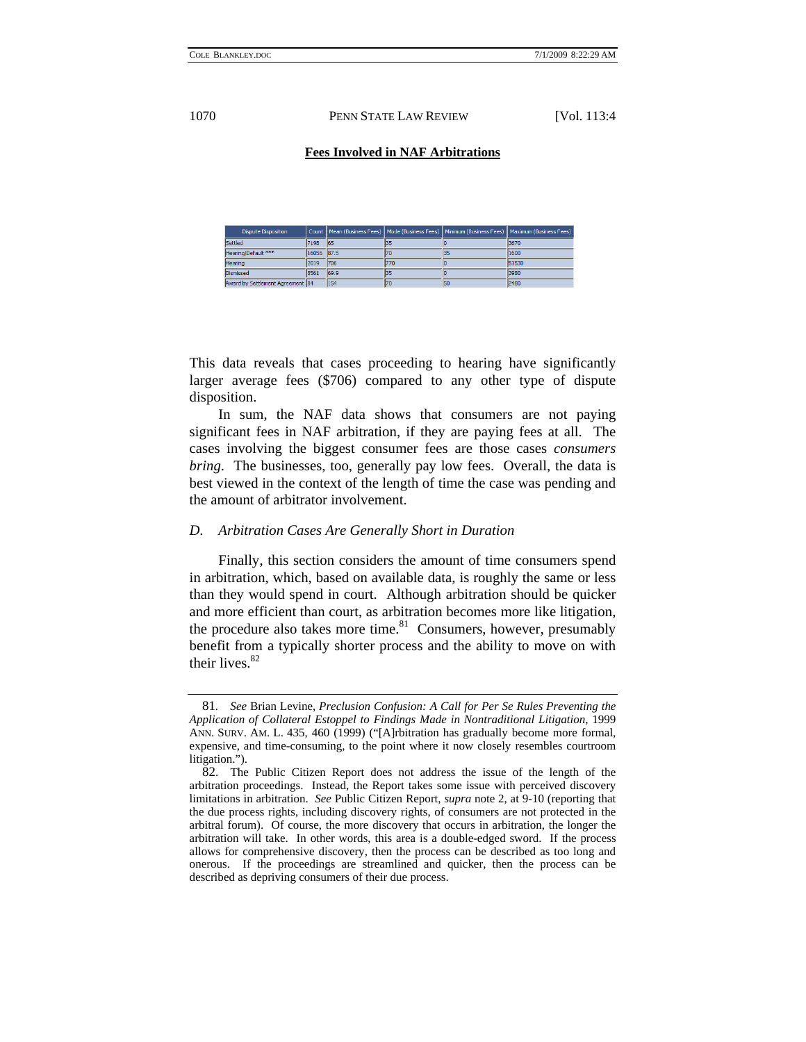**Fees Involved in NAF Arbitrations**

| Dispute Disposition | Count | Mean (Business Fees) | Mode (Business Fees) | Minimum (Business Fees) | Maximum (Business Fees) |
|---|---|---|---|---|---|
| Settled | 7198 | 65 | 35 | 0 | 3670 |
| Hearing|Default *** | 16056 | 87.5 | 70 | 35 | 1600 |
| Hearing | 2019 | 706 | 770 | 0 | 51530 |
| Dismissed | 8561 | 69.9 | 35 | 0 | 3980 |
| Award by Settlement Agreement | 84 | 154 | 70 | 50 | 2480 |

This data reveals that cases proceeding to hearing have significantly larger average fees ($706) compared to any other type of dispute disposition.

In sum, the NAF data shows that consumers are not paying significant fees in NAF arbitration, if they are paying fees at all. The cases involving the biggest consumer fees are those cases *consumers bring*. The businesses, too, generally pay low fees. Overall, the data is best viewed in the context of the length of time the case was pending and the amount of arbitrator involvement.

### *D. Arbitration Cases Are Generally Short in Duration*

Finally, this section considers the amount of time consumers spend in arbitration, which, based on available data, is roughly the same or less than they would spend in court. Although arbitration should be quicker and more efficient than court, as arbitration becomes more like litigation, the procedure also takes more time.[81] Consumers, however, presumably benefit from a typically shorter process and the ability to move on with their lives.[82]

---

81. *See* Brian Levine, *Preclusion Confusion: A Call for Per Se Rules Preventing the Application of Collateral Estoppel to Findings Made in Nontraditional Litigation*, 1999 ANN. SURV. AM. L. 435, 460 (1999) ("[A]rbitration has gradually become more formal, expensive, and time-consuming, to the point where it now closely resembles courtroom litigation.").

82. The Public Citizen Report does not address the issue of the length of the arbitration proceedings. Instead, the Report takes some issue with perceived discovery limitations in arbitration. *See* Public Citizen Report, *supra* note 2, at 9-10 (reporting that the due process rights, including discovery rights, of consumers are not protected in the arbitral forum). Of course, the more discovery that occurs in arbitration, the longer the arbitration will take. In other words, this area is a double-edged sword. If the process allows for comprehensive discovery, then the process can be described as too long and onerous. If the proceedings are streamlined and quicker, then the process can be described as depriving consumers of their due process.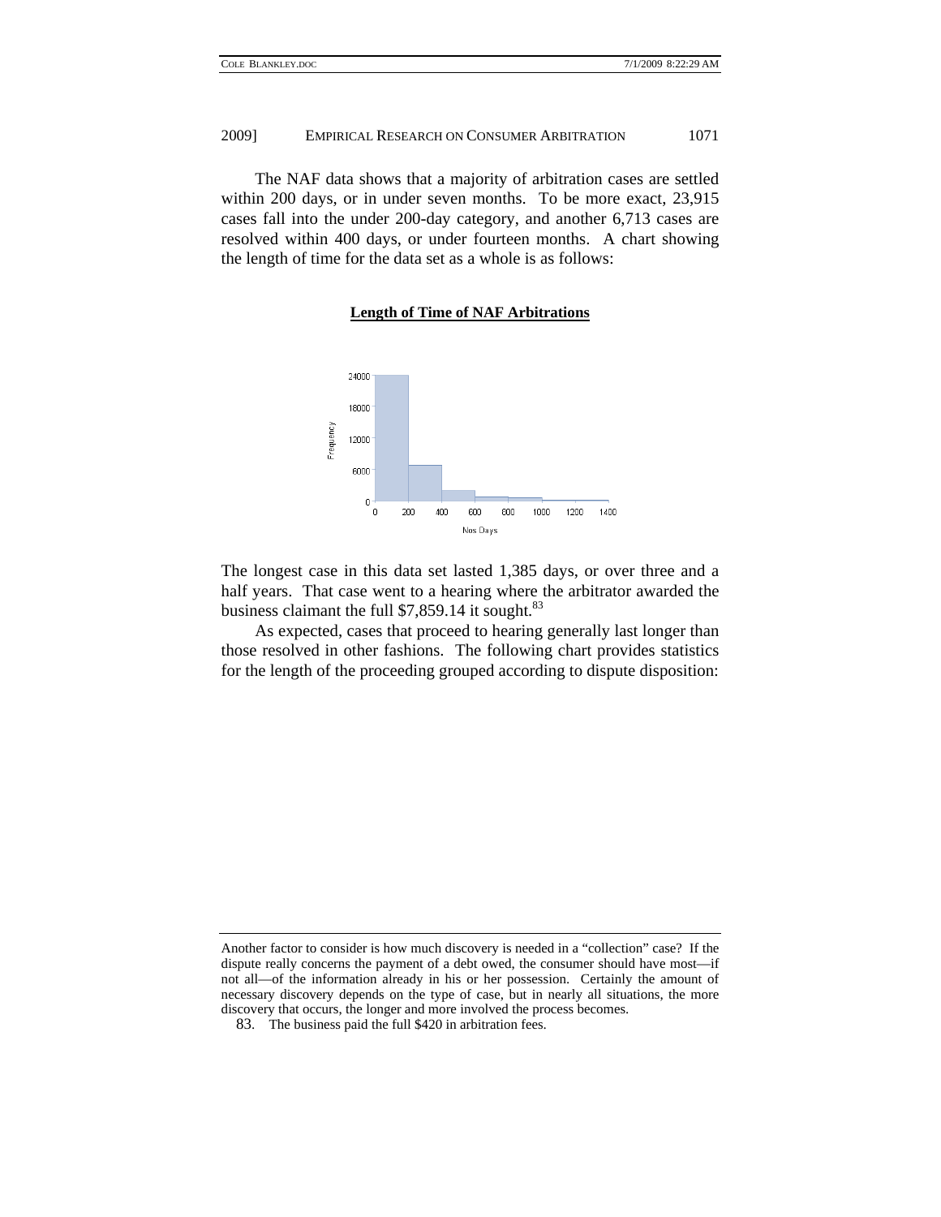The NAF data shows that a majority of arbitration cases are settled within 200 days, or in under seven months. To be more exact, 23,915 cases fall into the under 200-day category, and another 6,713 cases are resolved within 400 days, or under fourteen months. A chart showing the length of time for the data set as a whole is as follows:

**Length of Time of NAF Arbitrations**

The longest case in this data set lasted 1,385 days, or over three and a half years. That case went to a hearing where the arbitrator awarded the business claimant the full $7,859.14 it sought.[83]

As expected, cases that proceed to hearing generally last longer than those resolved in other fashions. The following chart provides statistics for the length of the proceeding grouped according to dispute disposition:

---

Another factor to consider is how much discovery is needed in a "collection" case? If the dispute really concerns the payment of a debt owed, the consumer should have most—if not all—of the information already in his or her possession. Certainly the amount of necessary discovery depends on the type of case, but in nearly all situations, the more discovery that occurs, the longer and more involved the process becomes.

83. The business paid the full $420 in arbitration fees.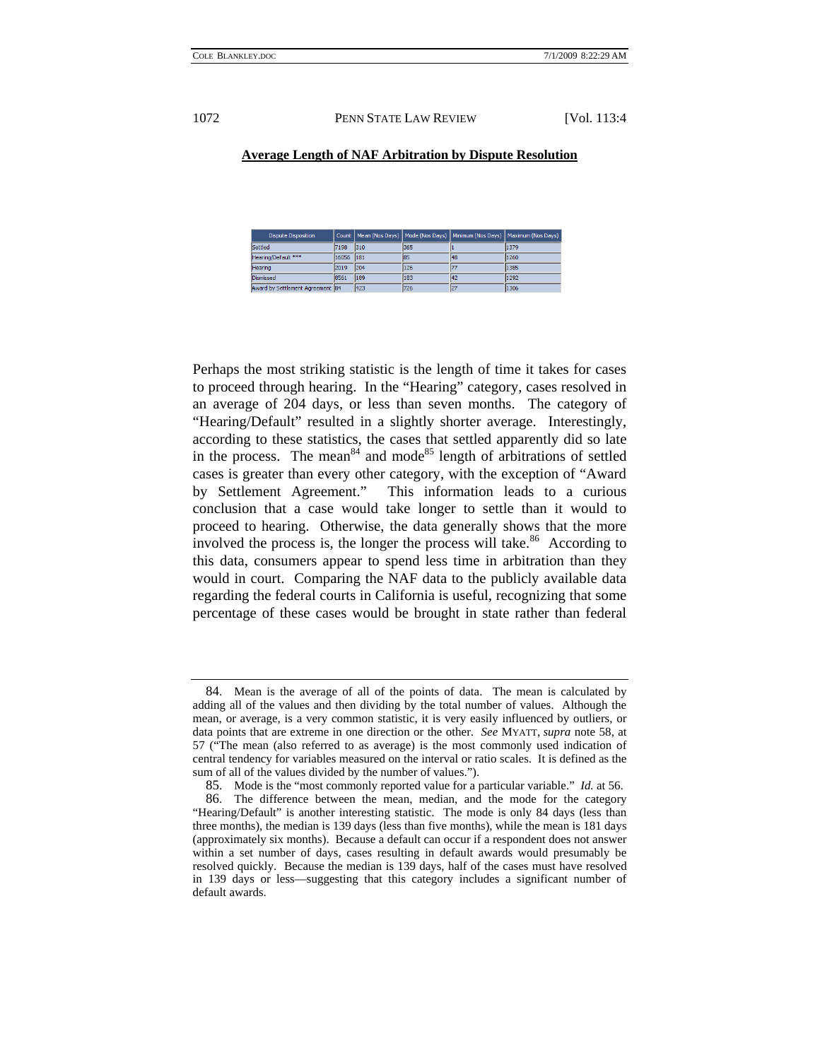**Average Length of NAF Arbitration by Dispute Resolution**

| Dispute Disposition | Count | Mean (Nos Days) | Mode (Nos Days) | Minimum (Nos Days) | Maximum (Nos Days) |
|---|---|---|---|---|---|
| Settled | 7198 | 310 | 365 | 1 | 1379 |
| Hearing/Default *** | 16056 | 181 | 85 | 48 | 1260 |
| Hearing | 2019 | 204 | 126 | 77 | 1385 |
| Dismissed | 8561 | 189 | 183 | 42 | 1292 |
| Award by Settlement Agreement | 84 | 423 | 726 | 27 | 1306 |

Perhaps the most striking statistic is the length of time it takes for cases to proceed through hearing. In the "Hearing" category, cases resolved in an average of 204 days, or less than seven months. The category of "Hearing/Default" resulted in a slightly shorter average. Interestingly, according to these statistics, the cases that settled apparently did so late in the process. The mean[84] and mode[85] length of arbitrations of settled cases is greater than every other category, with the exception of "Award by Settlement Agreement." This information leads to a curious conclusion that a case would take longer to settle than it would to proceed to hearing. Otherwise, the data generally shows that the more involved the process is, the longer the process will take.[86] According to this data, consumers appear to spend less time in arbitration than they would in court. Comparing the NAF data to the publicly available data regarding the federal courts in California is useful, recognizing that some percentage of these cases would be brought in state rather than federal

---

84. Mean is the average of all of the points of data. The mean is calculated by adding all of the values and then dividing by the total number of values. Although the mean, or average, is a very common statistic, it is very easily influenced by outliers, or data points that are extreme in one direction or the other. *See* MYATT, *supra* note 58, at 57 ("The mean (also referred to as average) is the most commonly used indication of central tendency for variables measured on the interval or ratio scales. It is defined as the sum of all of the values divided by the number of values.").

85. Mode is the "most commonly reported value for a particular variable." *Id.* at 56.

86. The difference between the mean, median, and the mode for the category "Hearing/Default" is another interesting statistic. The mode is only 84 days (less than three months), the median is 139 days (less than five months), while the mean is 181 days (approximately six months). Because a default can occur if a respondent does not answer within a set number of days, cases resulting in default awards would presumably be resolved quickly. Because the median is 139 days, half of the cases must have resolved in 139 days or less—suggesting that this category includes a significant number of default awards.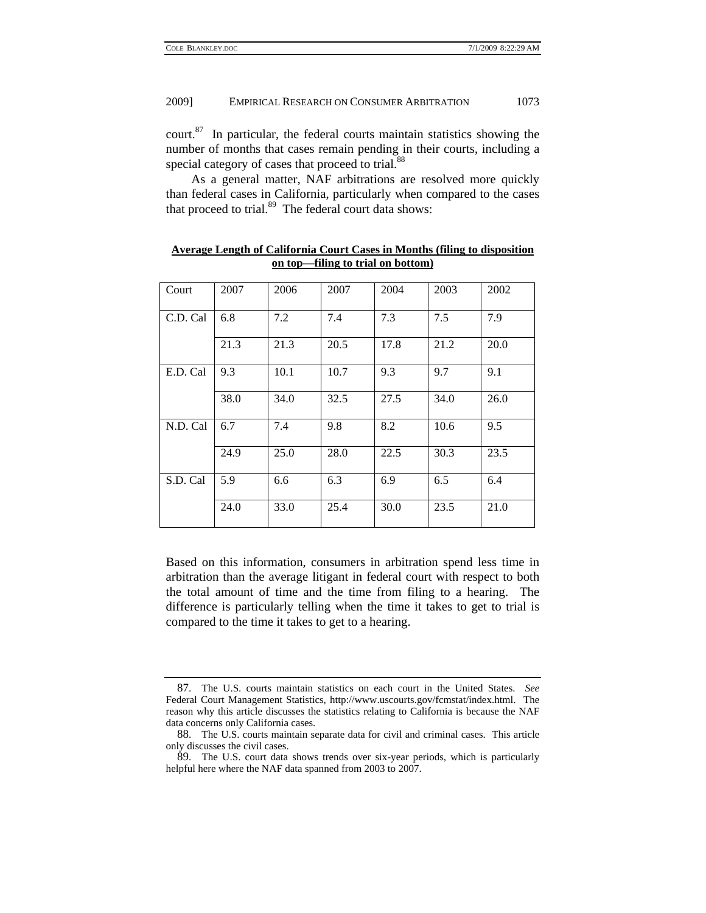court.[87] In particular, the federal courts maintain statistics showing the number of months that cases remain pending in their courts, including a special category of cases that proceed to trial.[88]

As a general matter, NAF arbitrations are resolved more quickly than federal cases in California, particularly when compared to the cases that proceed to trial.[89] The federal court data shows:

**Average Length of California Court Cases in Months (filing to disposition on top—filing to trial on bottom)**

| Court | 2007 | 2006 | 2007 | 2004 | 2003 | 2002 |
|---|---|---|---|---|---|---|
| C.D. Cal | 6.8 | 7.2 | 7.4 | 7.3 | 7.5 | 7.9 |
| | 21.3 | 21.3 | 20.5 | 17.8 | 21.2 | 20.0 |
| E.D. Cal | 9.3 | 10.1 | 10.7 | 9.3 | 9.7 | 9.1 |
| | 38.0 | 34.0 | 32.5 | 27.5 | 34.0 | 26.0 |
| N.D. Cal | 6.7 | 7.4 | 9.8 | 8.2 | 10.6 | 9.5 |
| | 24.9 | 25.0 | 28.0 | 22.5 | 30.3 | 23.5 |
| S.D. Cal | 5.9 | 6.6 | 6.3 | 6.9 | 6.5 | 6.4 |
| | 24.0 | 33.0 | 25.4 | 30.0 | 23.5 | 21.0 |

Based on this information, consumers in arbitration spend less time in arbitration than the average litigant in federal court with respect to both the total amount of time and the time from filing to a hearing. The difference is particularly telling when the time it takes to get to trial is compared to the time it takes to get to a hearing.

---

87. The U.S. courts maintain statistics on each court in the United States. *See* Federal Court Management Statistics, http://www.uscourts.gov/fcmstat/index.html. The reason why this article discusses the statistics relating to California is because the NAF data concerns only California cases.

88. The U.S. courts maintain separate data for civil and criminal cases. This article only discusses the civil cases.

89. The U.S. court data shows trends over six-year periods, which is particularly helpful here where the NAF data spanned from 2003 to 2007.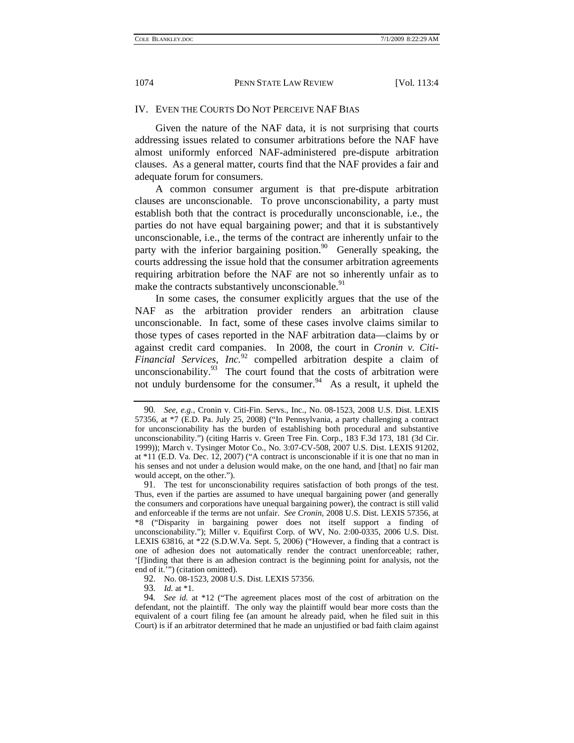## IV. EVEN THE COURTS DO NOT PERCEIVE NAF BIAS

Given the nature of the NAF data, it is not surprising that courts addressing issues related to consumer arbitrations before the NAF have almost uniformly enforced NAF-administered pre-dispute arbitration clauses. As a general matter, courts find that the NAF provides a fair and adequate forum for consumers.

A common consumer argument is that pre-dispute arbitration clauses are unconscionable. To prove unconscionability, a party must establish both that the contract is procedurally unconscionable, i.e., the parties do not have equal bargaining power; and that it is substantively unconscionable, i.e., the terms of the contract are inherently unfair to the party with the inferior bargaining position.[90] Generally speaking, the courts addressing the issue hold that the consumer arbitration agreements requiring arbitration before the NAF are not so inherently unfair as to make the contracts substantively unconscionable.[91]

In some cases, the consumer explicitly argues that the use of the NAF as the arbitration provider renders an arbitration clause unconscionable. In fact, some of these cases involve claims similar to those types of cases reported in the NAF arbitration data—claims by or against credit card companies. In 2008, the court in *Cronin v. Citi-Financial Services, Inc.*[92] compelled arbitration despite a claim of unconscionability.[93] The court found that the costs of arbitration were not unduly burdensome for the consumer.[94] As a result, it upheld the

---

90. *See, e.g.*, Cronin v. Citi-Fin. Servs., Inc., No. 08-1523, 2008 U.S. Dist. LEXIS 57356, at *7 (E.D. Pa. July 25, 2008) ("In Pennsylvania, a party challenging a contract for unconscionability has the burden of establishing both procedural and substantive unconscionability.") (citing Harris v. Green Tree Fin. Corp., 183 F.3d 173, 181 (3d Cir. 1999)); March v. Tysinger Motor Co., No. 3:07-CV-508, 2007 U.S. Dist. LEXIS 91202, at *11 (E.D. Va. Dec. 12, 2007) ("A contract is unconscionable if it is one that no man in his senses and not under a delusion would make, on the one hand, and [that] no fair man would accept, on the other.").

91. The test for unconscionability requires satisfaction of both prongs of the test. Thus, even if the parties are assumed to have unequal bargaining power (and generally the consumers and corporations have unequal bargaining power), the contract is still valid and enforceable if the terms are not unfair. *See Cronin*, 2008 U.S. Dist. LEXIS 57356, at *8 ("Disparity in bargaining power does not itself support a finding of unconscionability."); Miller v. Equifirst Corp. of WV, No. 2:00-0335, 2006 U.S. Dist. LEXIS 63816, at *22 (S.D.W.Va. Sept. 5, 2006) ("However, a finding that a contract is one of adhesion does not automatically render the contract unenforceable; rather, '[f]inding that there is an adhesion contract is the beginning point for analysis, not the end of it.'") (citation omitted).

92. No. 08-1523, 2008 U.S. Dist. LEXIS 57356.

93. *Id.* at *1.

94. *See id.* at *12 ("The agreement places most of the cost of arbitration on the defendant, not the plaintiff. The only way the plaintiff would bear more costs than the equivalent of a court filing fee (an amount he already paid, when he filed suit in this Court) is if an arbitrator determined that he made an unjustified or bad faith claim against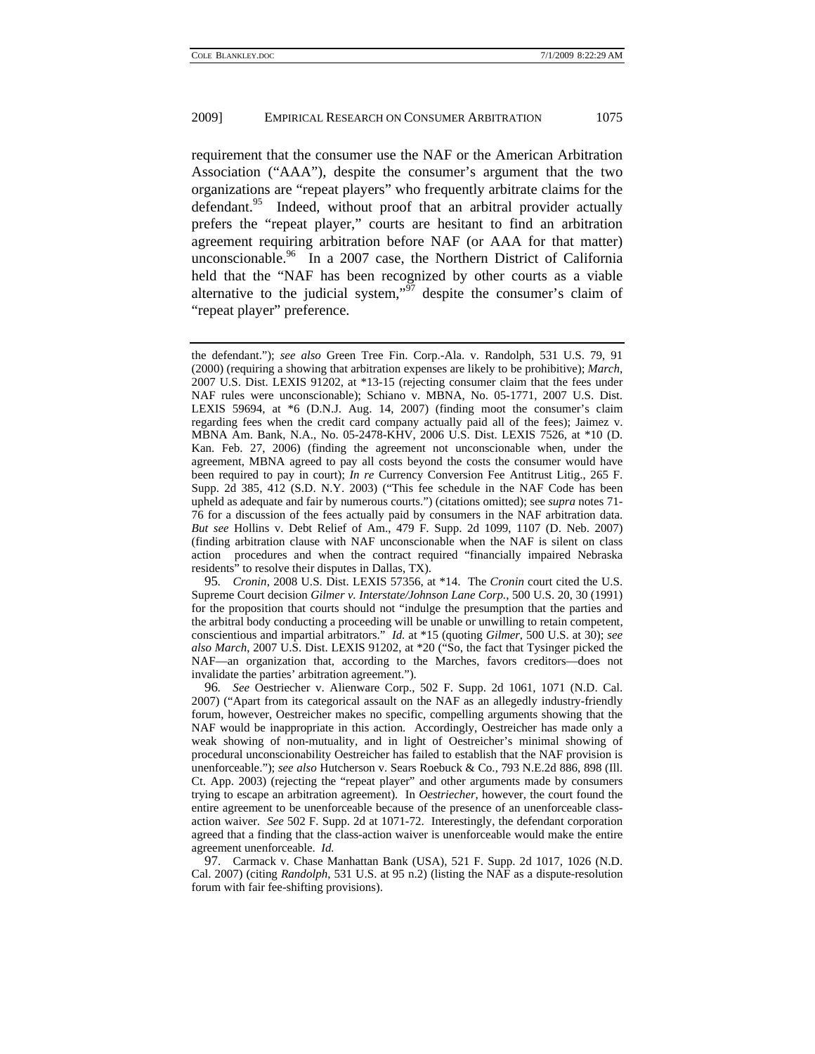requirement that the consumer use the NAF or the American Arbitration Association ("AAA"), despite the consumer's argument that the two organizations are "repeat players" who frequently arbitrate claims for the defendant.[95] Indeed, without proof that an arbitral provider actually prefers the "repeat player," courts are hesitant to find an arbitration agreement requiring arbitration before NAF (or AAA for that matter) unconscionable.[96] In a 2007 case, the Northern District of California held that the "NAF has been recognized by other courts as a viable alternative to the judicial system,"[97] despite the consumer's claim of "repeat player" preference.

---

the defendant."); *see also* Green Tree Fin. Corp.-Ala. v. Randolph, 531 U.S. 79, 91 (2000) (requiring a showing that arbitration expenses are likely to be prohibitive); *March*, 2007 U.S. Dist. LEXIS 91202, at *13-15 (rejecting consumer claim that the fees under NAF rules were unconscionable); Schiano v. MBNA, No. 05-1771, 2007 U.S. Dist. LEXIS 59694, at *6 (D.N.J. Aug. 14, 2007) (finding moot the consumer's claim regarding fees when the credit card company actually paid all of the fees); Jaimez v. MBNA Am. Bank, N.A., No. 05-2478-KHV, 2006 U.S. Dist. LEXIS 7526, at *10 (D. Kan. Feb. 27, 2006) (finding the agreement not unconscionable when, under the agreement, MBNA agreed to pay all costs beyond the costs the consumer would have been required to pay in court); *In re* Currency Conversion Fee Antitrust Litig., 265 F. Supp. 2d 385, 412 (S.D. N.Y. 2003) ("This fee schedule in the NAF Code has been upheld as adequate and fair by numerous courts.") (citations omitted); see *supra* notes 71-76 for a discussion of the fees actually paid by consumers in the NAF arbitration data. *But see* Hollins v. Debt Relief of Am., 479 F. Supp. 2d 1099, 1107 (D. Neb. 2007) (finding arbitration clause with NAF unconscionable when the NAF is silent on class action procedures and when the contract required "financially impaired Nebraska residents" to resolve their disputes in Dallas, TX).

95. *Cronin*, 2008 U.S. Dist. LEXIS 57356, at *14. The *Cronin* court cited the U.S. Supreme Court decision *Gilmer v. Interstate/Johnson Lane Corp.*, 500 U.S. 20, 30 (1991) for the proposition that courts should not "indulge the presumption that the parties and the arbitral body conducting a proceeding will be unable or unwilling to retain competent, conscientious and impartial arbitrators." *Id.* at *15 (quoting *Gilmer*, 500 U.S. at 30); *see also March*, 2007 U.S. Dist. LEXIS 91202, at *20 ("So, the fact that Tysinger picked the NAF—an organization that, according to the Marches, favors creditors—does not invalidate the parties' arbitration agreement.").

96. *See* Oestriecher v. Alienware Corp., 502 F. Supp. 2d 1061, 1071 (N.D. Cal. 2007) ("Apart from its categorical assault on the NAF as an allegedly industry-friendly forum, however, Oestreicher makes no specific, compelling arguments showing that the NAF would be inappropriate in this action. Accordingly, Oestreicher has made only a weak showing of non-mutuality, and in light of Oestreicher's minimal showing of procedural unconscionability Oestreicher has failed to establish that the NAF provision is unenforceable."); *see also* Hutcherson v. Sears Roebuck & Co., 793 N.E.2d 886, 898 (Ill. Ct. App. 2003) (rejecting the "repeat player" and other arguments made by consumers trying to escape an arbitration agreement). In *Oestriecher*, however, the court found the entire agreement to be unenforceable because of the presence of an unenforceable class-action waiver. *See* 502 F. Supp. 2d at 1071-72. Interestingly, the defendant corporation agreed that a finding that the class-action waiver is unenforceable would make the entire agreement unenforceable. *Id.*

97. Carmack v. Chase Manhattan Bank (USA), 521 F. Supp. 2d 1017, 1026 (N.D. Cal. 2007) (citing *Randolph*, 531 U.S. at 95 n.2) (listing the NAF as a dispute-resolution forum with fair fee-shifting provisions).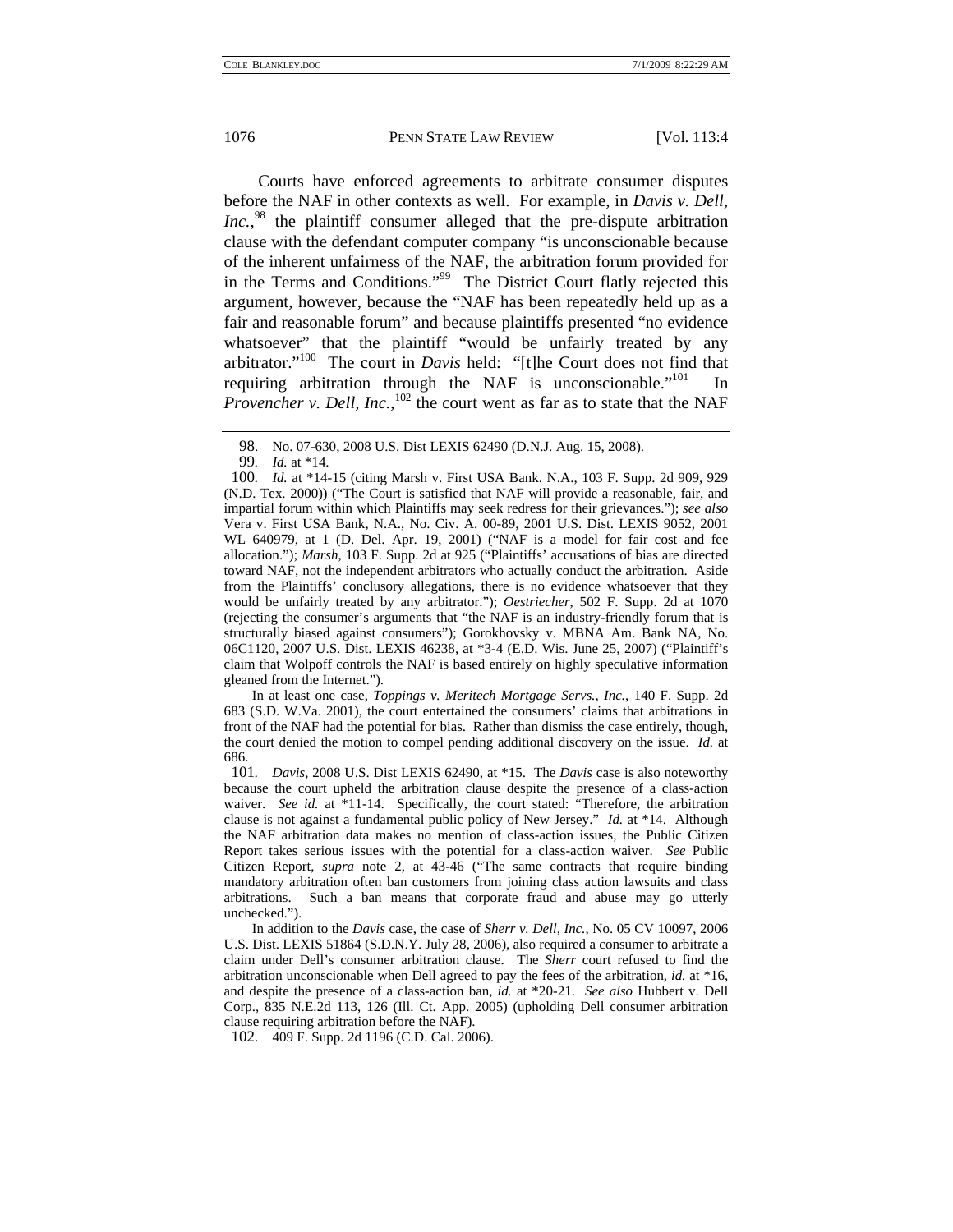Courts have enforced agreements to arbitrate consumer disputes before the NAF in other contexts as well. For example, in *Davis v. Dell, Inc.*,[98] the plaintiff consumer alleged that the pre-dispute arbitration clause with the defendant computer company "is unconscionable because of the inherent unfairness of the NAF, the arbitration forum provided for in the Terms and Conditions."[99] The District Court flatly rejected this argument, however, because the "NAF has been repeatedly held up as a fair and reasonable forum" and because plaintiffs presented "no evidence whatsoever" that the plaintiff "would be unfairly treated by any arbitrator."[100] The court in *Davis* held: "[t]he Court does not find that requiring arbitration through the NAF is unconscionable."[101] In *Provencher v. Dell, Inc.*,[102] the court went as far as to state that the NAF

---

98. No. 07-630, 2008 U.S. Dist LEXIS 62490 (D.N.J. Aug. 15, 2008).

99. *Id.* at *14.

100. *Id.* at *14-15 (citing Marsh v. First USA Bank. N.A., 103 F. Supp. 2d 909, 929 (N.D. Tex. 2000)) ("The Court is satisfied that NAF will provide a reasonable, fair, and impartial forum within which Plaintiffs may seek redress for their grievances."); *see also* Vera v. First USA Bank, N.A., No. Civ. A. 00-89, 2001 U.S. Dist. LEXIS 9052, 2001 WL 640979, at 1 (D. Del. Apr. 19, 2001) ("NAF is a model for fair cost and fee allocation."); *Marsh*, 103 F. Supp. 2d at 925 ("Plaintiffs' accusations of bias are directed toward NAF, not the independent arbitrators who actually conduct the arbitration. Aside from the Plaintiffs' conclusory allegations, there is no evidence whatsoever that they would be unfairly treated by any arbitrator."); *Oestriecher*, 502 F. Supp. 2d at 1070 (rejecting the consumer's arguments that "the NAF is an industry-friendly forum that is structurally biased against consumers"); Gorokhovsky v. MBNA Am. Bank NA, No. 06C1120, 2007 U.S. Dist. LEXIS 46238, at *3-4 (E.D. Wis. June 25, 2007) ("Plaintiff's claim that Wolpoff controls the NAF is based entirely on highly speculative information gleaned from the Internet.").

In at least one case, *Toppings v. Meritech Mortgage Servs., Inc.*, 140 F. Supp. 2d 683 (S.D. W.Va. 2001), the court entertained the consumers' claims that arbitrations in front of the NAF had the potential for bias. Rather than dismiss the case entirely, though, the court denied the motion to compel pending additional discovery on the issue. *Id.* at 686.

101. *Davis*, 2008 U.S. Dist LEXIS 62490, at *15. The *Davis* case is also noteworthy because the court upheld the arbitration clause despite the presence of a class-action waiver. *See id.* at *11-14. Specifically, the court stated: "Therefore, the arbitration clause is not against a fundamental public policy of New Jersey." *Id.* at *14. Although the NAF arbitration data makes no mention of class-action issues, the Public Citizen Report takes serious issues with the potential for a class-action waiver. *See* Public Citizen Report, *supra* note 2, at 43-46 ("The same contracts that require binding mandatory arbitration often ban customers from joining class action lawsuits and class arbitrations. Such a ban means that corporate fraud and abuse may go utterly unchecked.").

In addition to the *Davis* case, the case of *Sherr v. Dell, Inc.*, No. 05 CV 10097, 2006 U.S. Dist. LEXIS 51864 (S.D.N.Y. July 28, 2006), also required a consumer to arbitrate a claim under Dell's consumer arbitration clause. The *Sherr* court refused to find the arbitration unconscionable when Dell agreed to pay the fees of the arbitration, *id.* at *16, and despite the presence of a class-action ban, *id.* at *20-21. *See also* Hubbert v. Dell Corp., 835 N.E.2d 113, 126 (Ill. Ct. App. 2005) (upholding Dell consumer arbitration clause requiring arbitration before the NAF).

102. 409 F. Supp. 2d 1196 (C.D. Cal. 2006).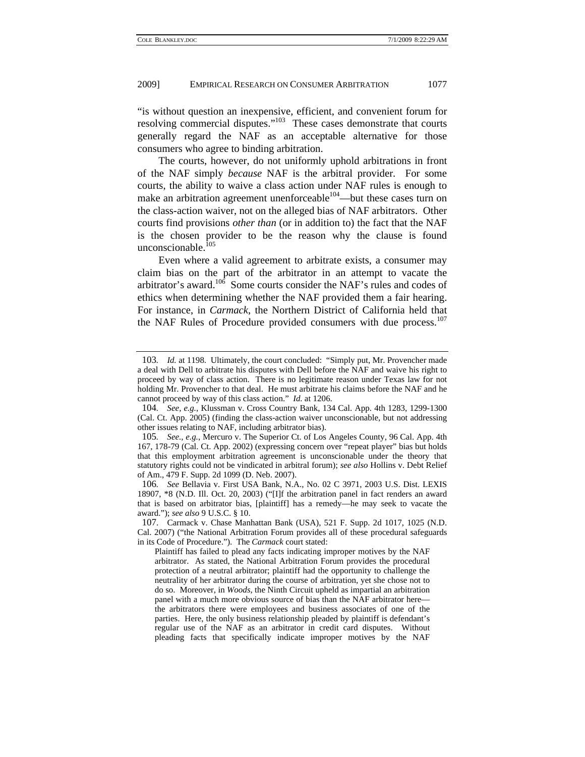"is without question an inexpensive, efficient, and convenient forum for resolving commercial disputes."[103] These cases demonstrate that courts generally regard the NAF as an acceptable alternative for those consumers who agree to binding arbitration.

The courts, however, do not uniformly uphold arbitrations in front of the NAF simply *because* NAF is the arbitral provider. For some courts, the ability to waive a class action under NAF rules is enough to make an arbitration agreement unenforceable[104]—but these cases turn on the class-action waiver, not on the alleged bias of NAF arbitrators. Other courts find provisions *other than* (or in addition to) the fact that the NAF is the chosen provider to be the reason why the clause is found unconscionable.[105]

Even where a valid agreement to arbitrate exists, a consumer may claim bias on the part of the arbitrator in an attempt to vacate the arbitrator's award.[106] Some courts consider the NAF's rules and codes of ethics when determining whether the NAF provided them a fair hearing. For instance, in *Carmack*, the Northern District of California held that the NAF Rules of Procedure provided consumers with due process.[107]

---

103. *Id.* at 1198. Ultimately, the court concluded: "Simply put, Mr. Provencher made a deal with Dell to arbitrate his disputes with Dell before the NAF and waive his right to proceed by way of class action. There is no legitimate reason under Texas law for not holding Mr. Provencher to that deal. He must arbitrate his claims before the NAF and he cannot proceed by way of this class action." *Id.* at 1206.

104. *See, e.g.*, Klussman v. Cross Country Bank, 134 Cal. App. 4th 1283, 1299-1300 (Cal. Ct. App. 2005) (finding the class-action waiver unconscionable, but not addressing other issues relating to NAF, including arbitrator bias).

105. *See., e.g.*, Mercuro v. The Superior Ct. of Los Angeles County, 96 Cal. App. 4th 167, 178-79 (Cal. Ct. App. 2002) (expressing concern over "repeat player" bias but holds that this employment arbitration agreement is unconscionable under the theory that statutory rights could not be vindicated in arbitral forum); *see also* Hollins v. Debt Relief of Am., 479 F. Supp. 2d 1099 (D. Neb. 2007).

106. *See* Bellavia v. First USA Bank, N.A., No. 02 C 3971, 2003 U.S. Dist. LEXIS 18907, *8 (N.D. Ill. Oct. 20, 2003) ("[I]f the arbitration panel in fact renders an award that is based on arbitrator bias, [plaintiff] has a remedy—he may seek to vacate the award."); *see also* 9 U.S.C. § 10.

107. Carmack v. Chase Manhattan Bank (USA), 521 F. Supp. 2d 1017, 1025 (N.D. Cal. 2007) ("the National Arbitration Forum provides all of these procedural safeguards in its Code of Procedure."). The *Carmack* court stated:

> Plaintiff has failed to plead any facts indicating improper motives by the NAF arbitrator. As stated, the National Arbitration Forum provides the procedural protection of a neutral arbitrator; plaintiff had the opportunity to challenge the neutrality of her arbitrator during the course of arbitration, yet she chose not to do so. Moreover, in *Woods*, the Ninth Circuit upheld as impartial an arbitration panel with a much more obvious source of bias than the NAF arbitrator here—the arbitrators there were employees and business associates of one of the parties. Here, the only business relationship pleaded by plaintiff is defendant's regular use of the NAF as an arbitrator in credit card disputes. Without pleading facts that specifically indicate improper motives by the NAF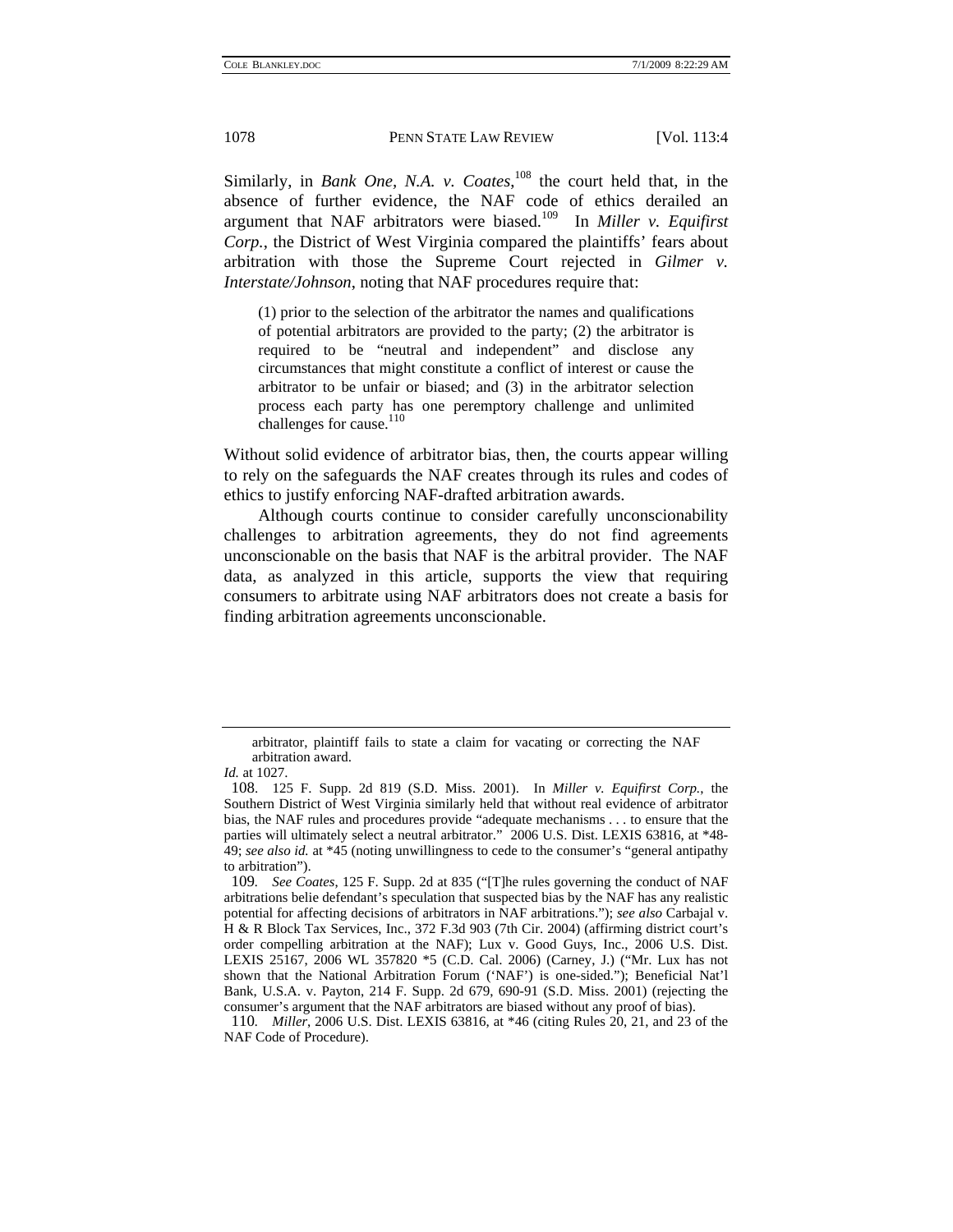Similarly, in *Bank One, N.A. v. Coates*,[108] the court held that, in the absence of further evidence, the NAF code of ethics derailed an argument that NAF arbitrators were biased.[109] In *Miller v. Equifirst Corp.*, the District of West Virginia compared the plaintiffs' fears about arbitration with those the Supreme Court rejected in *Gilmer v. Interstate/Johnson*, noting that NAF procedures require that:

> (1) prior to the selection of the arbitrator the names and qualifications of potential arbitrators are provided to the party; (2) the arbitrator is required to be "neutral and independent" and disclose any circumstances that might constitute a conflict of interest or cause the arbitrator to be unfair or biased; and (3) in the arbitrator selection process each party has one peremptory challenge and unlimited challenges for cause.[110]

Without solid evidence of arbitrator bias, then, the courts appear willing to rely on the safeguards the NAF creates through its rules and codes of ethics to justify enforcing NAF-drafted arbitration awards.

Although courts continue to consider carefully unconscionability challenges to arbitration agreements, they do not find agreements unconscionable on the basis that NAF is the arbitral provider. The NAF data, as analyzed in this article, supports the view that requiring consumers to arbitrate using NAF arbitrators does not create a basis for finding arbitration agreements unconscionable.

---

> arbitrator, plaintiff fails to state a claim for vacating or correcting the NAF arbitration award.

*Id.* at 1027.

108. 125 F. Supp. 2d 819 (S.D. Miss. 2001). In *Miller v. Equifirst Corp.*, the Southern District of West Virginia similarly held that without real evidence of arbitrator bias, the NAF rules and procedures provide "adequate mechanisms . . . to ensure that the parties will ultimately select a neutral arbitrator." 2006 U.S. Dist. LEXIS 63816, at \*48-49; *see also id.* at \*45 (noting unwillingness to cede to the consumer's "general antipathy to arbitration").

109. *See Coates*, 125 F. Supp. 2d at 835 ("[T]he rules governing the conduct of NAF arbitrations belie defendant's speculation that suspected bias by the NAF has any realistic potential for affecting decisions of arbitrators in NAF arbitrations."); *see also* Carbajal v. H & R Block Tax Services, Inc., 372 F.3d 903 (7th Cir. 2004) (affirming district court's order compelling arbitration at the NAF); Lux v. Good Guys, Inc., 2006 U.S. Dist. LEXIS 25167, 2006 WL 357820 \*5 (C.D. Cal. 2006) (Carney, J.) ("Mr. Lux has not shown that the National Arbitration Forum ('NAF') is one-sided."); Beneficial Nat'l Bank, U.S.A. v. Payton, 214 F. Supp. 2d 679, 690-91 (S.D. Miss. 2001) (rejecting the consumer's argument that the NAF arbitrators are biased without any proof of bias).

110. *Miller*, 2006 U.S. Dist. LEXIS 63816, at \*46 (citing Rules 20, 21, and 23 of the NAF Code of Procedure).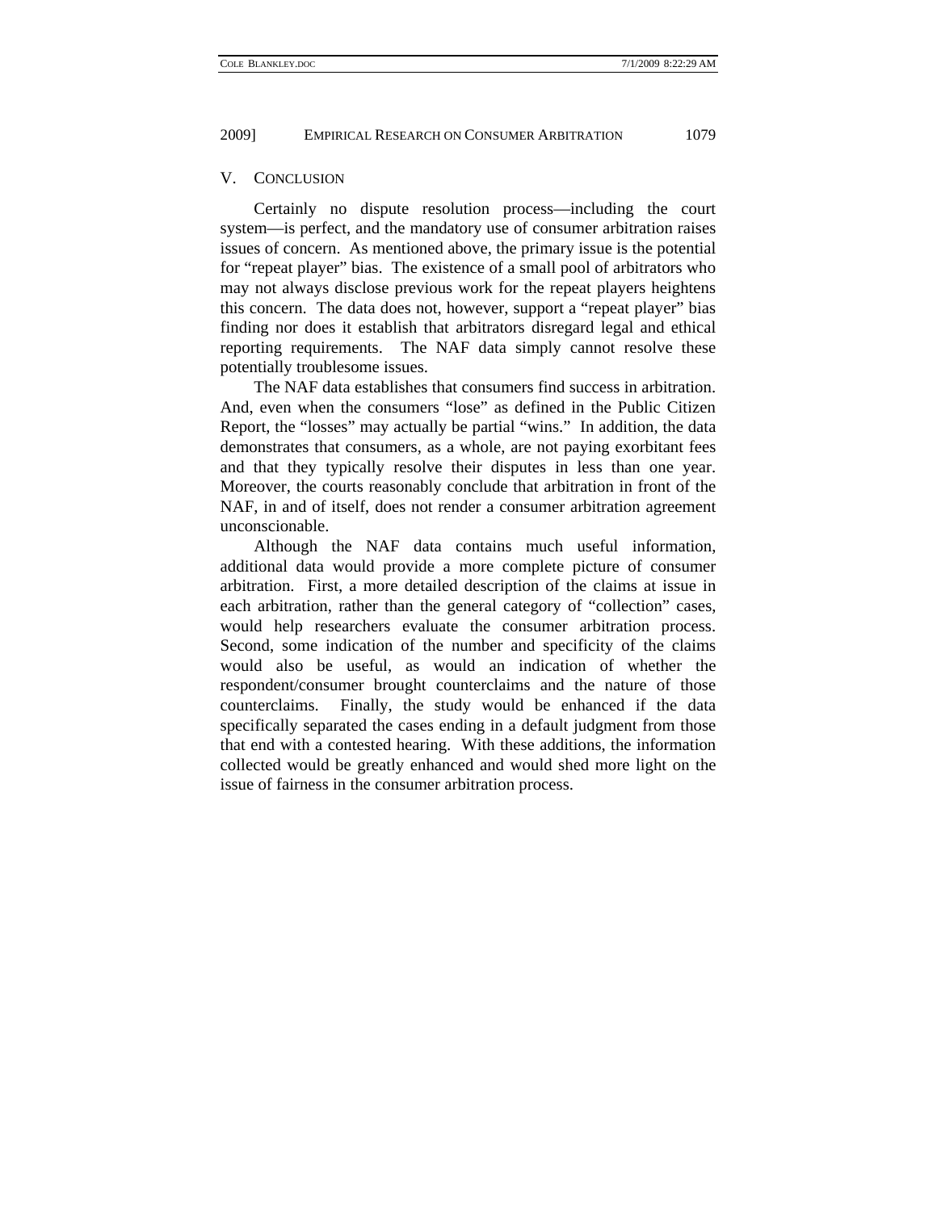## V. CONCLUSION

Certainly no dispute resolution process—including the court system—is perfect, and the mandatory use of consumer arbitration raises issues of concern. As mentioned above, the primary issue is the potential for "repeat player" bias. The existence of a small pool of arbitrators who may not always disclose previous work for the repeat players heightens this concern. The data does not, however, support a "repeat player" bias finding nor does it establish that arbitrators disregard legal and ethical reporting requirements. The NAF data simply cannot resolve these potentially troublesome issues.

The NAF data establishes that consumers find success in arbitration. And, even when the consumers "lose" as defined in the Public Citizen Report, the "losses" may actually be partial "wins." In addition, the data demonstrates that consumers, as a whole, are not paying exorbitant fees and that they typically resolve their disputes in less than one year. Moreover, the courts reasonably conclude that arbitration in front of the NAF, in and of itself, does not render a consumer arbitration agreement unconscionable.

Although the NAF data contains much useful information, additional data would provide a more complete picture of consumer arbitration. First, a more detailed description of the claims at issue in each arbitration, rather than the general category of "collection" cases, would help researchers evaluate the consumer arbitration process. Second, some indication of the number and specificity of the claims would also be useful, as would an indication of whether the respondent/consumer brought counterclaims and the nature of those counterclaims. Finally, the study would be enhanced if the data specifically separated the cases ending in a default judgment from those that end with a contested hearing. With these additions, the information collected would be greatly enhanced and would shed more light on the issue of fairness in the consumer arbitration process.